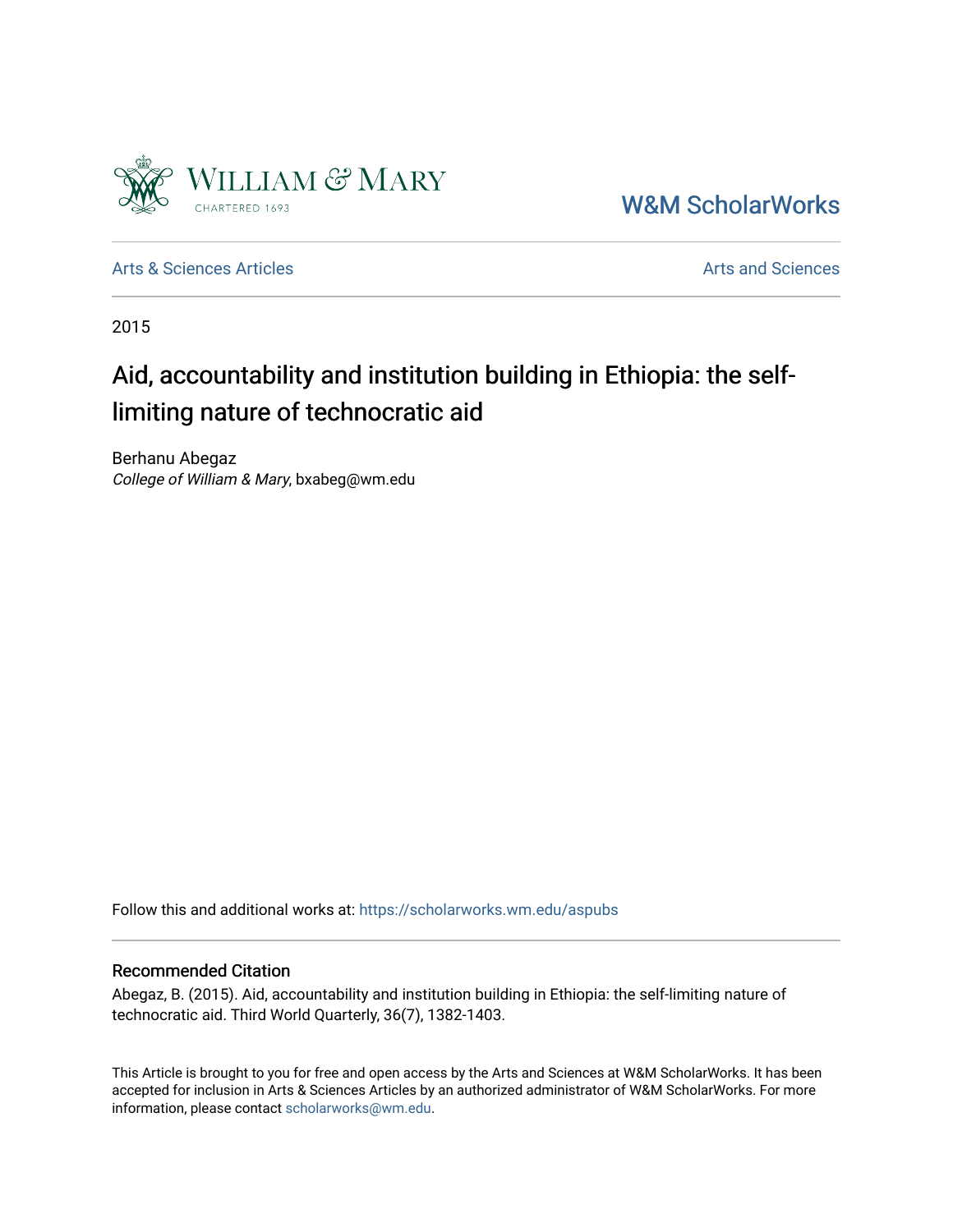William & Mary

CHARTERED 1693

W&M ScholarWorks

Arts & Sciences Articles

Arts and Sciences

2015

# Aid, accountability and institution building in Ethiopia: the self-limiting nature of technocratic aid

Berhanu Abegaz
*College of William & Mary*, bxabeg@wm.edu

Follow this and additional works at: https://scholarworks.wm.edu/aspubs

## Recommended Citation

Abegaz, B. (2015). Aid, accountability and institution building in Ethiopia: the self-limiting nature of technocratic aid. Third World Quarterly, 36(7), 1382-1403.

This Article is brought to you for free and open access by the Arts and Sciences at W&M ScholarWorks. It has been accepted for inclusion in Arts & Sciences Articles by an authorized administrator of W&M ScholarWorks. For more information, please contact scholarworks@wm.edu.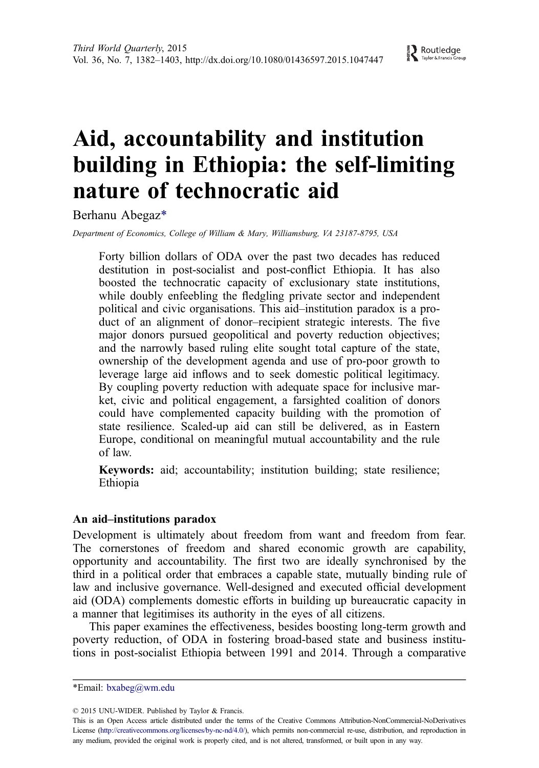# Aid, accountability and institution building in Ethiopia: the self-limiting nature of technocratic aid

Berhanu Abegaz*

*Department of Economics, College of William & Mary, Williamsburg, VA 23187-8795, USA*

Forty billion dollars of ODA over the past two decades has reduced destitution in post-socialist and post-conflict Ethiopia. It has also boosted the technocratic capacity of exclusionary state institutions, while doubly enfeebling the fledgling private sector and independent political and civic organisations. This aid–institution paradox is a product of an alignment of donor–recipient strategic interests. The five major donors pursued geopolitical and poverty reduction objectives; and the narrowly based ruling elite sought total capture of the state, ownership of the development agenda and use of pro-poor growth to leverage large aid inflows and to seek domestic political legitimacy. By coupling poverty reduction with adequate space for inclusive market, civic and political engagement, a farsighted coalition of donors could have complemented capacity building with the promotion of state resilience. Scaled-up aid can still be delivered, as in Eastern Europe, conditional on meaningful mutual accountability and the rule of law.

**Keywords:** aid; accountability; institution building; state resilience; Ethiopia

## An aid–institutions paradox

Development is ultimately about freedom from want and freedom from fear. The cornerstones of freedom and shared economic growth are capability, opportunity and accountability. The first two are ideally synchronised by the third in a political order that embraces a capable state, mutually binding rule of law and inclusive governance. Well-designed and executed official development aid (ODA) complements domestic efforts in building up bureaucratic capacity in a manner that legitimises its authority in the eyes of all citizens.

This paper examines the effectiveness, besides boosting long-term growth and poverty reduction, of ODA in fostering broad-based state and business institutions in post-socialist Ethiopia between 1991 and 2014. Through a comparative

*Email: bxabeg@wm.edu

© 2015 UNU-WIDER. Published by Taylor & Francis.
This is an Open Access article distributed under the terms of the Creative Commons Attribution-NonCommercial-NoDerivatives License (http://creativecommons.org/licenses/by-nc-nd/4.0/), which permits non-commercial re-use, distribution, and reproduction in any medium, provided the original work is properly cited, and is not altered, transformed, or built upon in any way.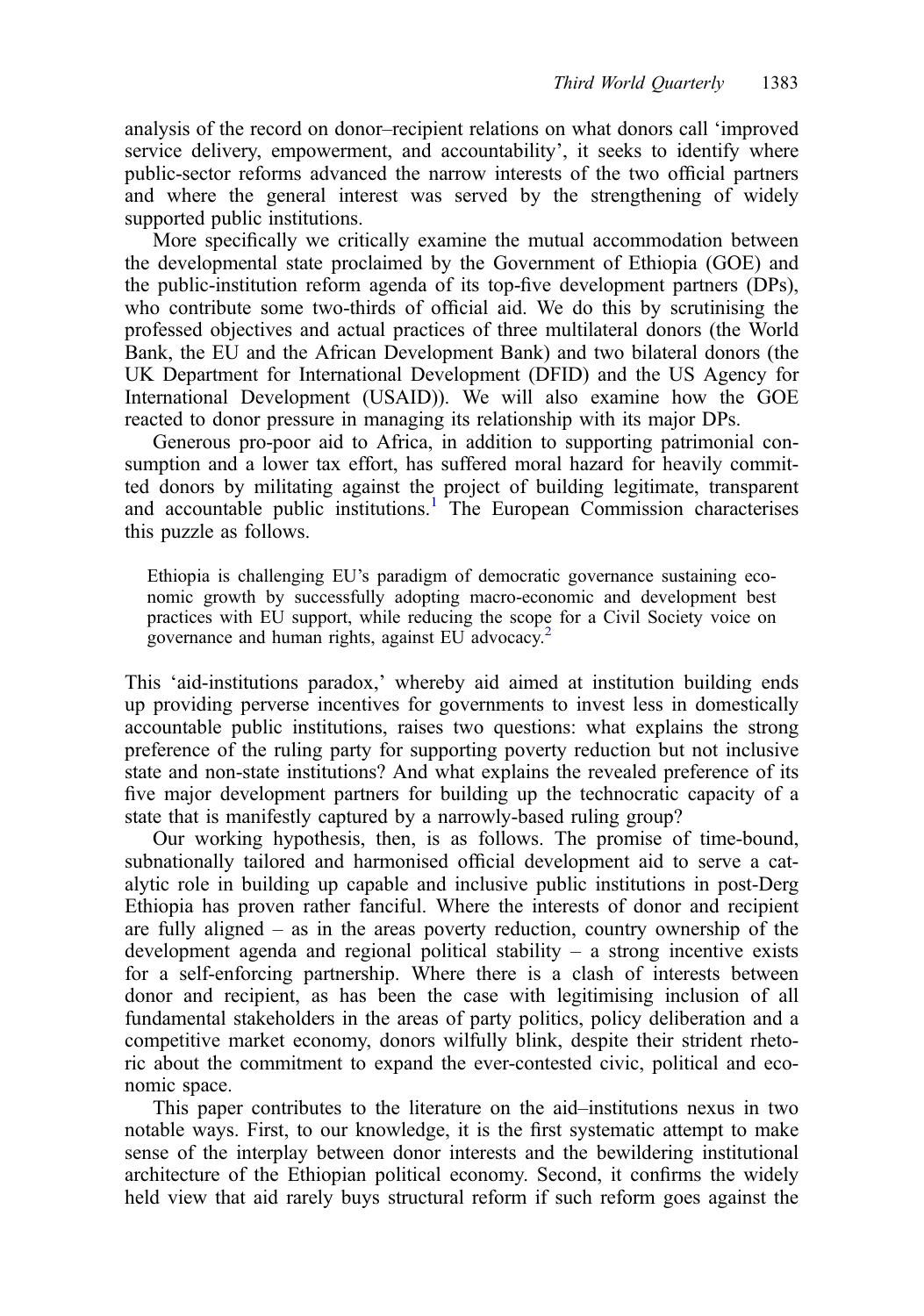analysis of the record on donor–recipient relations on what donors call 'improved service delivery, empowerment, and accountability', it seeks to identify where public-sector reforms advanced the narrow interests of the two official partners and where the general interest was served by the strengthening of widely supported public institutions.

More specifically we critically examine the mutual accommodation between the developmental state proclaimed by the Government of Ethiopia (GOE) and the public-institution reform agenda of its top-five development partners (DPs), who contribute some two-thirds of official aid. We do this by scrutinising the professed objectives and actual practices of three multilateral donors (the World Bank, the EU and the African Development Bank) and two bilateral donors (the UK Department for International Development (DFID) and the US Agency for International Development (USAID)). We will also examine how the GOE reacted to donor pressure in managing its relationship with its major DPs.

Generous pro-poor aid to Africa, in addition to supporting patrimonial consumption and a lower tax effort, has suffered moral hazard for heavily committed donors by militating against the project of building legitimate, transparent and accountable public institutions.[1] The European Commission characterises this puzzle as follows.

> Ethiopia is challenging EU's paradigm of democratic governance sustaining economic growth by successfully adopting macro-economic and development best practices with EU support, while reducing the scope for a Civil Society voice on governance and human rights, against EU advocacy.[2]

This 'aid-institutions paradox,' whereby aid aimed at institution building ends up providing perverse incentives for governments to invest less in domestically accountable public institutions, raises two questions: what explains the strong preference of the ruling party for supporting poverty reduction but not inclusive state and non-state institutions? And what explains the revealed preference of its five major development partners for building up the technocratic capacity of a state that is manifestly captured by a narrowly-based ruling group?

Our working hypothesis, then, is as follows. The promise of time-bound, subnationally tailored and harmonised official development aid to serve a catalytic role in building up capable and inclusive public institutions in post-Derg Ethiopia has proven rather fanciful. Where the interests of donor and recipient are fully aligned – as in the areas poverty reduction, country ownership of the development agenda and regional political stability – a strong incentive exists for a self-enforcing partnership. Where there is a clash of interests between donor and recipient, as has been the case with legitimising inclusion of all fundamental stakeholders in the areas of party politics, policy deliberation and a competitive market economy, donors wilfully blink, despite their strident rhetoric about the commitment to expand the ever-contested civic, political and economic space.

This paper contributes to the literature on the aid–institutions nexus in two notable ways. First, to our knowledge, it is the first systematic attempt to make sense of the interplay between donor interests and the bewildering institutional architecture of the Ethiopian political economy. Second, it confirms the widely held view that aid rarely buys structural reform if such reform goes against the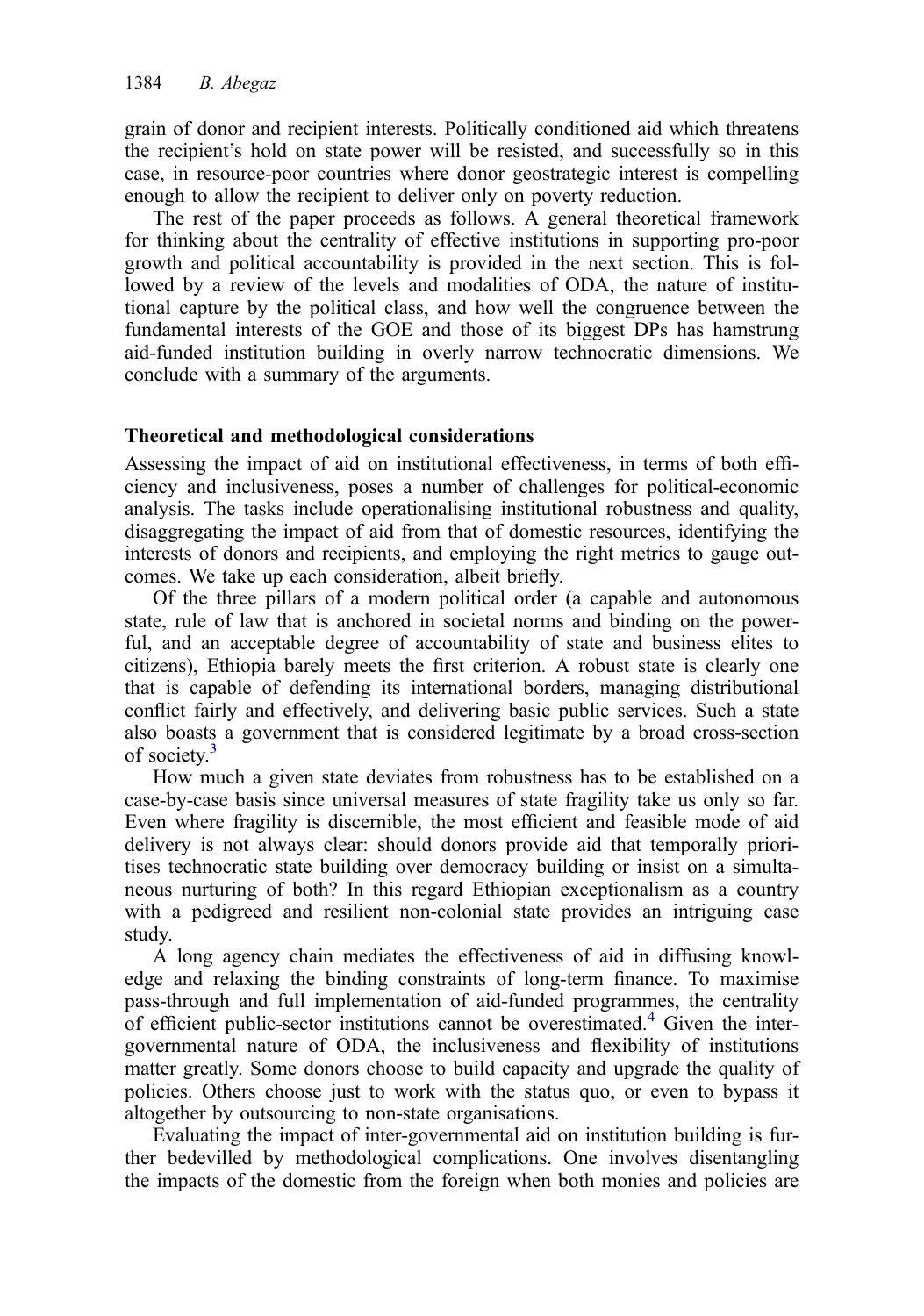grain of donor and recipient interests. Politically conditioned aid which threatens the recipient's hold on state power will be resisted, and successfully so in this case, in resource-poor countries where donor geostrategic interest is compelling enough to allow the recipient to deliver only on poverty reduction.

The rest of the paper proceeds as follows. A general theoretical framework for thinking about the centrality of effective institutions in supporting pro-poor growth and political accountability is provided in the next section. This is followed by a review of the levels and modalities of ODA, the nature of institutional capture by the political class, and how well the congruence between the fundamental interests of the GOE and those of its biggest DPs has hamstrung aid-funded institution building in overly narrow technocratic dimensions. We conclude with a summary of the arguments.

## Theoretical and methodological considerations

Assessing the impact of aid on institutional effectiveness, in terms of both efficiency and inclusiveness, poses a number of challenges for political-economic analysis. The tasks include operationalising institutional robustness and quality, disaggregating the impact of aid from that of domestic resources, identifying the interests of donors and recipients, and employing the right metrics to gauge outcomes. We take up each consideration, albeit briefly.

Of the three pillars of a modern political order (a capable and autonomous state, rule of law that is anchored in societal norms and binding on the powerful, and an acceptable degree of accountability of state and business elites to citizens), Ethiopia barely meets the first criterion. A robust state is clearly one that is capable of defending its international borders, managing distributional conflict fairly and effectively, and delivering basic public services. Such a state also boasts a government that is considered legitimate by a broad cross-section of society.[3]

How much a given state deviates from robustness has to be established on a case-by-case basis since universal measures of state fragility take us only so far. Even where fragility is discernible, the most efficient and feasible mode of aid delivery is not always clear: should donors provide aid that temporally prioritises technocratic state building over democracy building or insist on a simultaneous nurturing of both? In this regard Ethiopian exceptionalism as a country with a pedigreed and resilient non-colonial state provides an intriguing case study.

A long agency chain mediates the effectiveness of aid in diffusing knowledge and relaxing the binding constraints of long-term finance. To maximise pass-through and full implementation of aid-funded programmes, the centrality of efficient public-sector institutions cannot be overestimated.[4] Given the inter-governmental nature of ODA, the inclusiveness and flexibility of institutions matter greatly. Some donors choose to build capacity and upgrade the quality of policies. Others choose just to work with the status quo, or even to bypass it altogether by outsourcing to non-state organisations.

Evaluating the impact of inter-governmental aid on institution building is further bedevilled by methodological complications. One involves disentangling the impacts of the domestic from the foreign when both monies and policies are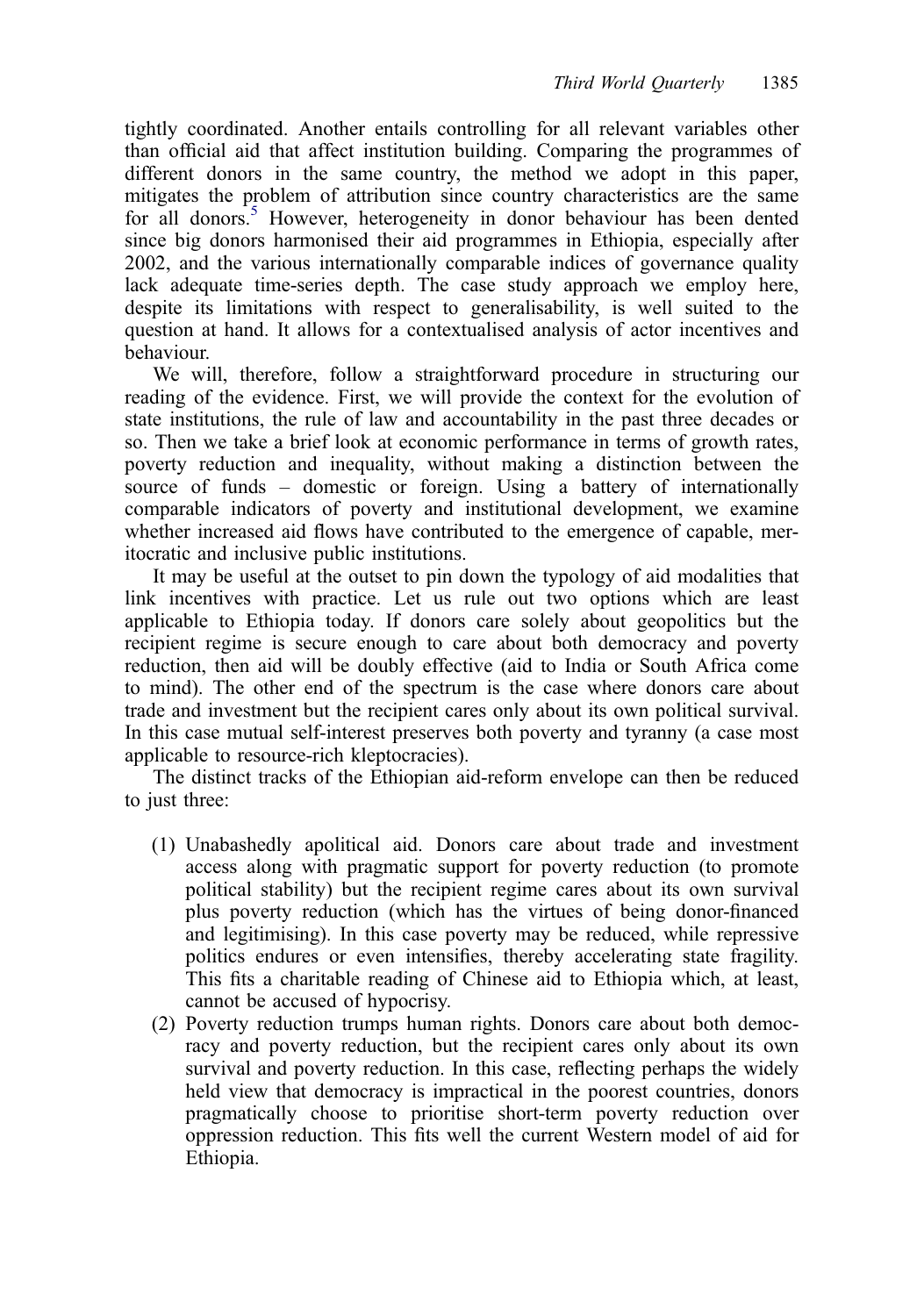tightly coordinated. Another entails controlling for all relevant variables other than official aid that affect institution building. Comparing the programmes of different donors in the same country, the method we adopt in this paper, mitigates the problem of attribution since country characteristics are the same for all donors.[5] However, heterogeneity in donor behaviour has been dented since big donors harmonised their aid programmes in Ethiopia, especially after 2002, and the various internationally comparable indices of governance quality lack adequate time-series depth. The case study approach we employ here, despite its limitations with respect to generalisability, is well suited to the question at hand. It allows for a contextualised analysis of actor incentives and behaviour.

We will, therefore, follow a straightforward procedure in structuring our reading of the evidence. First, we will provide the context for the evolution of state institutions, the rule of law and accountability in the past three decades or so. Then we take a brief look at economic performance in terms of growth rates, poverty reduction and inequality, without making a distinction between the source of funds – domestic or foreign. Using a battery of internationally comparable indicators of poverty and institutional development, we examine whether increased aid flows have contributed to the emergence of capable, meritocratic and inclusive public institutions.

It may be useful at the outset to pin down the typology of aid modalities that link incentives with practice. Let us rule out two options which are least applicable to Ethiopia today. If donors care solely about geopolitics but the recipient regime is secure enough to care about both democracy and poverty reduction, then aid will be doubly effective (aid to India or South Africa come to mind). The other end of the spectrum is the case where donors care about trade and investment but the recipient cares only about its own political survival. In this case mutual self-interest preserves both poverty and tyranny (a case most applicable to resource-rich kleptocracies).

The distinct tracks of the Ethiopian aid-reform envelope can then be reduced to just three:

(1) Unabashedly apolitical aid. Donors care about trade and investment access along with pragmatic support for poverty reduction (to promote political stability) but the recipient regime cares about its own survival plus poverty reduction (which has the virtues of being donor-financed and legitimising). In this case poverty may be reduced, while repressive politics endures or even intensifies, thereby accelerating state fragility. This fits a charitable reading of Chinese aid to Ethiopia which, at least, cannot be accused of hypocrisy.

(2) Poverty reduction trumps human rights. Donors care about both democracy and poverty reduction, but the recipient cares only about its own survival and poverty reduction. In this case, reflecting perhaps the widely held view that democracy is impractical in the poorest countries, donors pragmatically choose to prioritise short-term poverty reduction over oppression reduction. This fits well the current Western model of aid for Ethiopia.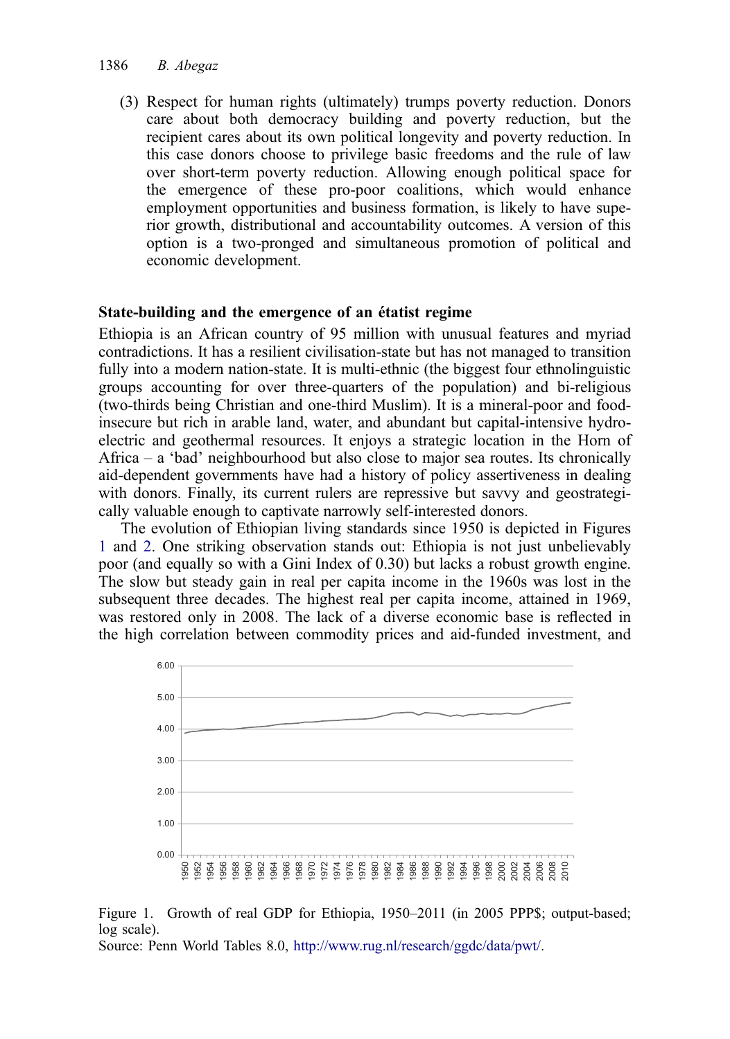(3) Respect for human rights (ultimately) trumps poverty reduction. Donors care about both democracy building and poverty reduction, but the recipient cares about its own political longevity and poverty reduction. In this case donors choose to privilege basic freedoms and the rule of law over short-term poverty reduction. Allowing enough political space for the emergence of these pro-poor coalitions, which would enhance employment opportunities and business formation, is likely to have superior growth, distributional and accountability outcomes. A version of this option is a two-pronged and simultaneous promotion of political and economic development.

## State-building and the emergence of an étatist regime

Ethiopia is an African country of 95 million with unusual features and myriad contradictions. It has a resilient civilisation-state but has not managed to transition fully into a modern nation-state. It is multi-ethnic (the biggest four ethnolinguistic groups accounting for over three-quarters of the population) and bi-religious (two-thirds being Christian and one-third Muslim). It is a mineral-poor and food-insecure but rich in arable land, water, and abundant but capital-intensive hydroelectric and geothermal resources. It enjoys a strategic location in the Horn of Africa – a 'bad' neighbourhood but also close to major sea routes. Its chronically aid-dependent governments have had a history of policy assertiveness in dealing with donors. Finally, its current rulers are repressive but savvy and geostrategically valuable enough to captivate narrowly self-interested donors.

The evolution of Ethiopian living standards since 1950 is depicted in Figures 1 and 2. One striking observation stands out: Ethiopia is not just unbelievably poor (and equally so with a Gini Index of 0.30) but lacks a robust growth engine. The slow but steady gain in real per capita income in the 1960s was lost in the subsequent three decades. The highest real per capita income, attained in 1969, was restored only in 2008. The lack of a diverse economic base is reflected in the high correlation between commodity prices and aid-funded investment, and

Figure 1. Growth of real GDP for Ethiopia, 1950–2011 (in 2005 PPP$; output-based; log scale).
Source: Penn World Tables 8.0, http://www.rug.nl/research/ggdc/data/pwt/.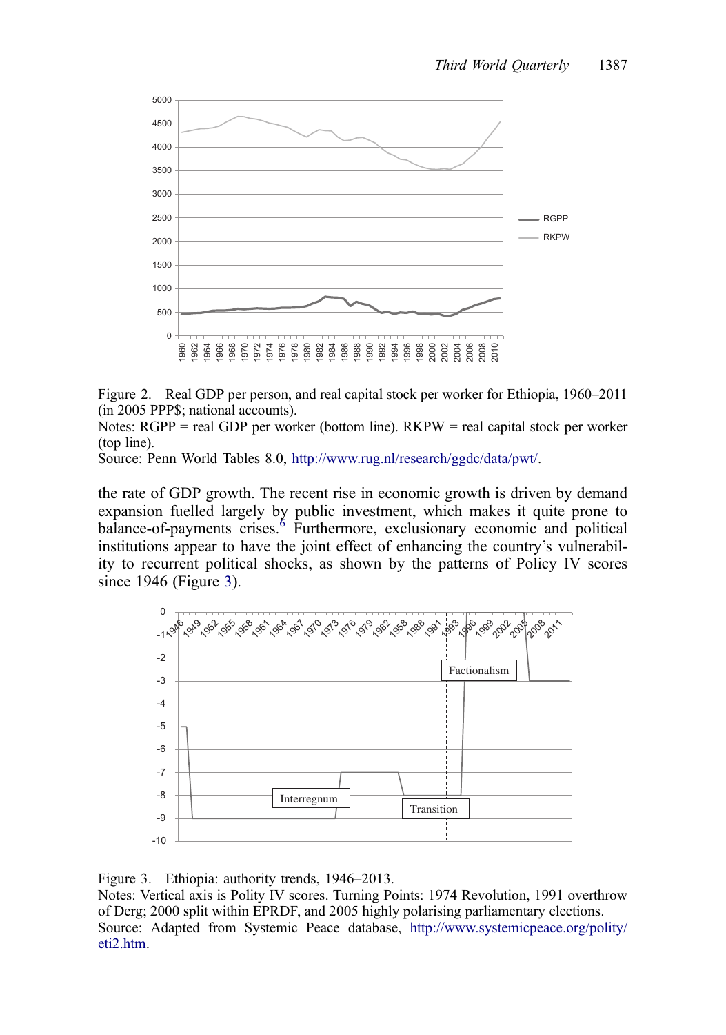Figure 2. Real GDP per person, and real capital stock per worker for Ethiopia, 1960–2011 (in 2005 PPP$; national accounts).
Notes: RGPP = real GDP per worker (bottom line). RKPW = real capital stock per worker (top line).
Source: Penn World Tables 8.0, http://www.rug.nl/research/ggdc/data/pwt/.

the rate of GDP growth. The recent rise in economic growth is driven by demand expansion fuelled largely by public investment, which makes it quite prone to balance-of-payments crises.[6] Furthermore, exclusionary economic and political institutions appear to have the joint effect of enhancing the country's vulnerability to recurrent political shocks, as shown by the patterns of Policy IV scores since 1946 (Figure 3).

Figure 3. Ethiopia: authority trends, 1946–2013.
Notes: Vertical axis is Polity IV scores. Turning Points: 1974 Revolution, 1991 overthrow of Derg; 2000 split within EPRDF, and 2005 highly polarising parliamentary elections.
Source: Adapted from Systemic Peace database, http://www.systemicpeace.org/polity/eti2.htm.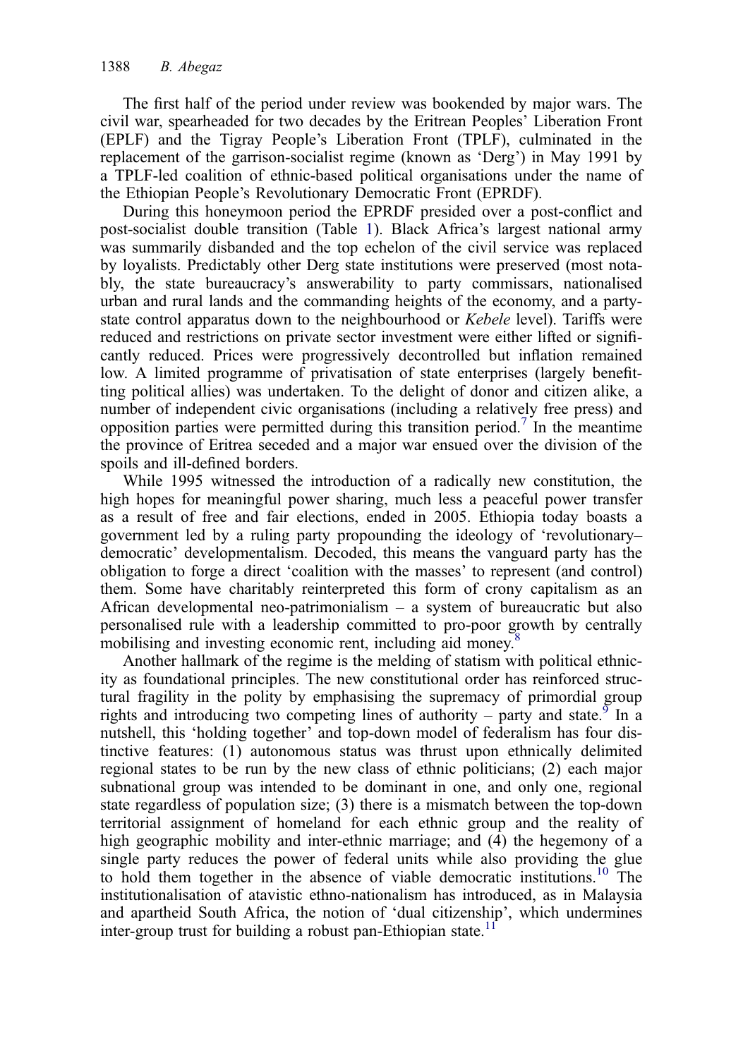The first half of the period under review was bookended by major wars. The civil war, spearheaded for two decades by the Eritrean Peoples' Liberation Front (EPLF) and the Tigray People's Liberation Front (TPLF), culminated in the replacement of the garrison-socialist regime (known as 'Derg') in May 1991 by a TPLF-led coalition of ethnic-based political organisations under the name of the Ethiopian People's Revolutionary Democratic Front (EPRDF).

During this honeymoon period the EPRDF presided over a post-conflict and post-socialist double transition (Table 1). Black Africa's largest national army was summarily disbanded and the top echelon of the civil service was replaced by loyalists. Predictably other Derg state institutions were preserved (most notably, the state bureaucracy's answerability to party commissars, nationalised urban and rural lands and the commanding heights of the economy, and a party-state control apparatus down to the neighbourhood or *Kebele* level). Tariffs were reduced and restrictions on private sector investment were either lifted or significantly reduced. Prices were progressively decontrolled but inflation remained low. A limited programme of privatisation of state enterprises (largely benefitting political allies) was undertaken. To the delight of donor and citizen alike, a number of independent civic organisations (including a relatively free press) and opposition parties were permitted during this transition period.[7] In the meantime the province of Eritrea seceded and a major war ensued over the division of the spoils and ill-defined borders.

While 1995 witnessed the introduction of a radically new constitution, the high hopes for meaningful power sharing, much less a peaceful power transfer as a result of free and fair elections, ended in 2005. Ethiopia today boasts a government led by a ruling party propounding the ideology of 'revolutionary–democratic' developmentalism. Decoded, this means the vanguard party has the obligation to forge a direct 'coalition with the masses' to represent (and control) them. Some have charitably reinterpreted this form of crony capitalism as an African developmental neo-patrimonialism – a system of bureaucratic but also personalised rule with a leadership committed to pro-poor growth by centrally mobilising and investing economic rent, including aid money.[8]

Another hallmark of the regime is the melding of statism with political ethnicity as foundational principles. The new constitutional order has reinforced structural fragility in the polity by emphasising the supremacy of primordial group rights and introducing two competing lines of authority – party and state.[9] In a nutshell, this 'holding together' and top-down model of federalism has four distinctive features: (1) autonomous status was thrust upon ethnically delimited regional states to be run by the new class of ethnic politicians; (2) each major subnational group was intended to be dominant in one, and only one, regional state regardless of population size; (3) there is a mismatch between the top-down territorial assignment of homeland for each ethnic group and the reality of high geographic mobility and inter-ethnic marriage; and (4) the hegemony of a single party reduces the power of federal units while also providing the glue to hold them together in the absence of viable democratic institutions.[10] The institutionalisation of atavistic ethno-nationalism has introduced, as in Malaysia and apartheid South Africa, the notion of 'dual citizenship', which undermines inter-group trust for building a robust pan-Ethiopian state.[11]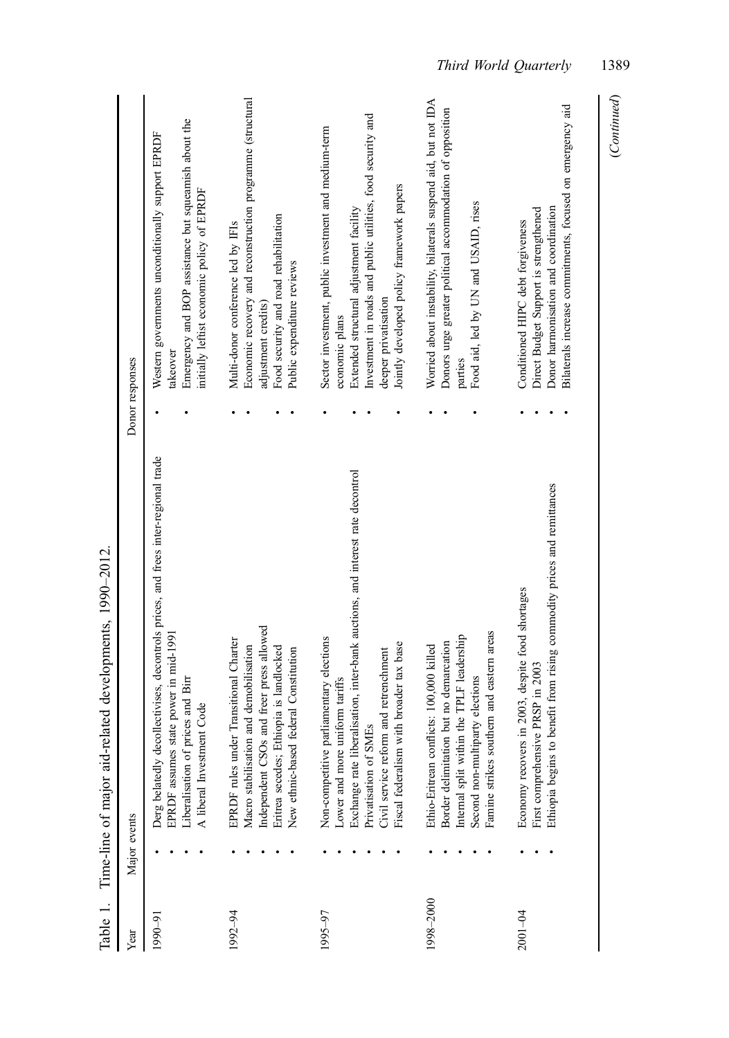Table 1. Time-line of major aid-related developments, 1990–2012.

| Year | Major events | Donor responses |
|---|---|---|
| 1990–91 | • Derg belatedly decollectivises, decontrols prices, and frees inter-regional trade<br>• EPRDF assumes state power in mid-1991<br>• Liberalisation of prices and Birr<br>• A liberal Investment Code | • Western governments unconditionally support EPRDF takeover<br>• Emergency and BOP assistance but squeamish about the initially leftist economic policy of EPRDF |
| 1992–94 | • EPRDF rules under Transitional Charter<br>• Macro stabilisation and demobilisation<br>• Independent CSOs and freer press allowed<br>• Eritrea secedes; Ethiopia is landlocked<br>• New ethnic-based federal Constitution | • Multi-donor conference led by IFIs<br>• Economic recovery and reconstruction programme (structural adjustment credits)<br>• Food security and road rehabilitation<br>• Public expenditure reviews |
| 1995–97 | • Non-competitive parliamentary elections<br>• Lower and more uniform tariffs<br>• Exchange rate liberalisation, inter-bank auctions, and interest rate decontrol<br>• Privatisation of SMEs<br>• Civil service reform and retrenchment<br>• Fiscal federalism with broader tax base | • Sector investment, public investment and medium-term economic plans<br>• Extended structural adjustment facility<br>• Investment in roads and public utilities, food security and deeper privatisation<br>• Jointly developed policy framework papers |
| 1998–2000 | • Ethio-Eritrean conflicts: 100,000 killed<br>• Border delimitation but no demarcation<br>• Internal split within the TPLF leadership<br>• Second non-multiparty elections<br>• Famine strikes southern and eastern areas | • Worried about instability, bilaterals suspend aid, but not IDA<br>• Donors urge greater political accommodation of opposition parties<br>• Food aid, led by UN and USAID, rises |
| 2001–04 | • Economy recovers in 2003, despite food shortages<br>• First comprehensive PRSP in 2003<br>• Ethiopia begins to benefit from rising commodity prices and remittances | • Conditioned HIPC debt forgiveness<br>• Direct Budget Support is strengthened<br>• Donor harmonisation and coordination<br>• Bilaterals increase commitments, focused on emergency aid |

(*Continued*)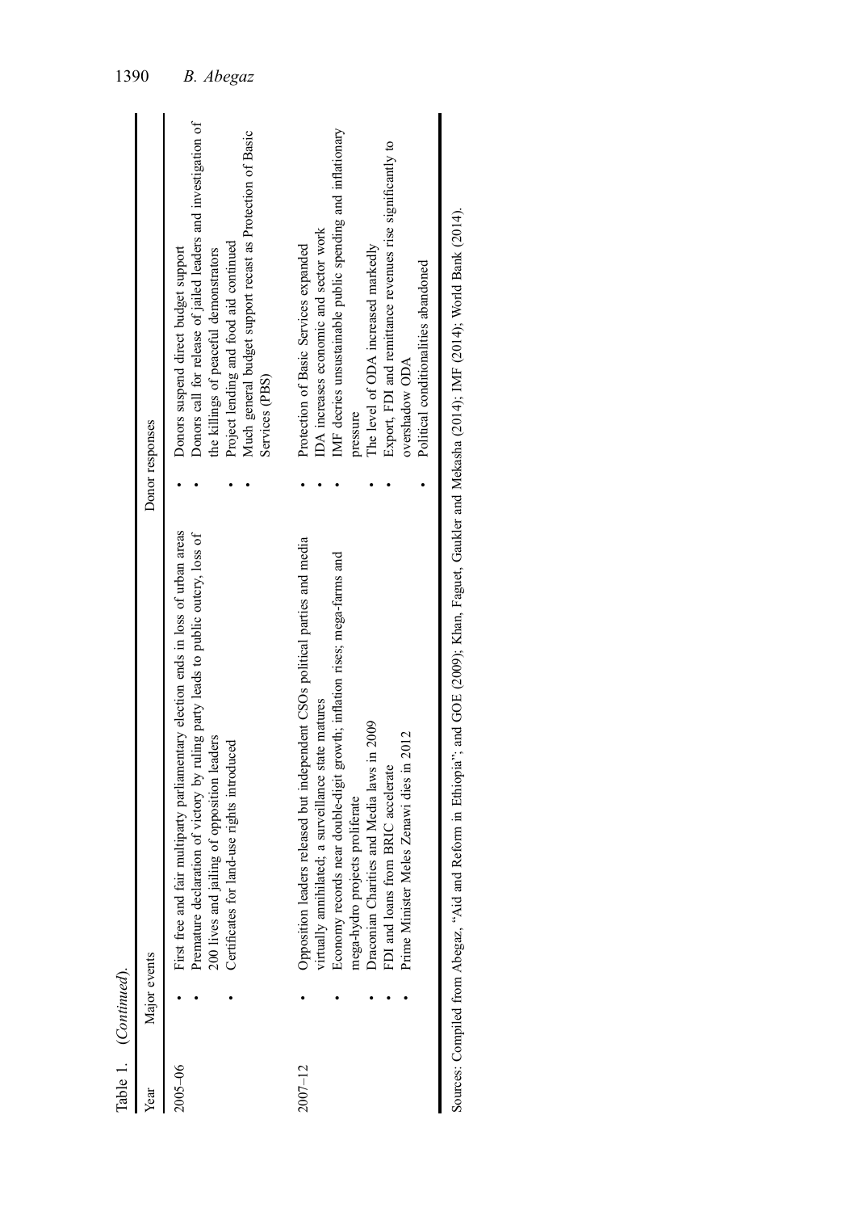Table 1. (*Continued*).

| Year | Major events | Donor responses |
|---|---|---|
| 2005–06 | • First free and fair multiparty parliamentary election ends in loss of urban areas<br>• Premature declaration of victory by ruling party leads to public outcry, loss of 200 lives and jailing of opposition leaders<br>• Certificates for land-use rights introduced | • Donors suspend direct budget support<br>• Donors call for release of jailed leaders and investigation of the killings of peaceful demonstrators<br>• Project lending and food aid continued<br>• Much general budget support recast as Protection of Basic Services (PBS) |
| 2007–12 | • Opposition leaders released but independent CSOs political parties and media virtually annihilated; a surveillance state matures<br>• Economy records near double-digit growth; inflation rises; mega-farms and mega-hydro projects proliferate<br>• Draconian Charities and Media laws in 2009<br>• FDI and loans from BRIC accelerate<br>• Prime Minister Meles Zenawi dies in 2012 | • Protection of Basic Services expanded<br>• IDA increases economic and sector work<br>• IMF decries unsustainable public spending and inflationary pressure<br>• The level of ODA increased markedly<br>• Export, FDI and remittance revenues rise significantly to overshadow ODA<br>• Political conditionalities abandoned |

Sources: Compiled from Abegaz, "Aid and Reform in Ethiopia"; and GOE (2009); Khan, Faguet, Gaukler and Mekasha (2014); IMF (2014); World Bank (2014).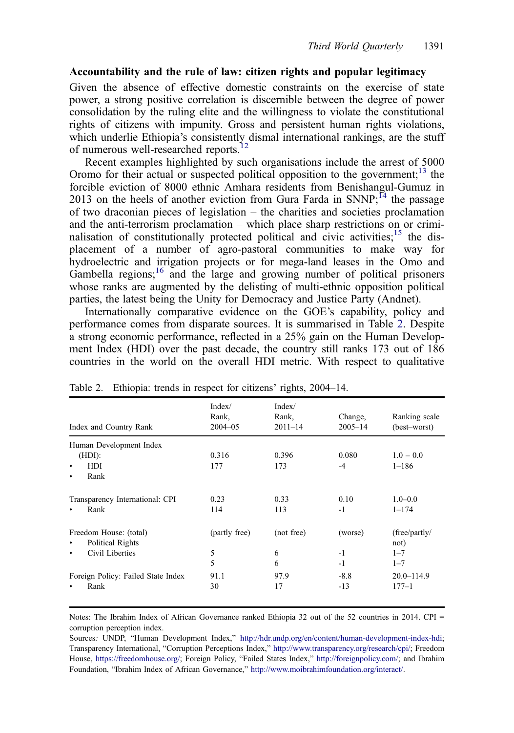### Accountability and the rule of law: citizen rights and popular legitimacy

Given the absence of effective domestic constraints on the exercise of state power, a strong positive correlation is discernible between the degree of power consolidation by the ruling elite and the willingness to violate the constitutional rights of citizens with impunity. Gross and persistent human rights violations, which underlie Ethiopia's consistently dismal international rankings, are the stuff of numerous well-researched reports.[12]

Recent examples highlighted by such organisations include the arrest of 5000 Oromo for their actual or suspected political opposition to the government;[13] the forcible eviction of 8000 ethnic Amhara residents from Benishangul-Gumuz in 2013 on the heels of another eviction from Gura Farda in SNNP;[14] the passage of two draconian pieces of legislation – the charities and societies proclamation and the anti-terrorism proclamation – which place sharp restrictions on or criminalisation of constitutionally protected political and civic activities;[15] the displacement of a number of agro-pastoral communities to make way for hydroelectric and irrigation projects or for mega-land leases in the Omo and Gambella regions;[16] and the large and growing number of political prisoners whose ranks are augmented by the delisting of multi-ethnic opposition political parties, the latest being the Unity for Democracy and Justice Party (Andnet).

Internationally comparative evidence on the GOE's capability, policy and performance comes from disparate sources. It is summarised in Table 2. Despite a strong economic performance, reflected in a 25% gain on the Human Development Index (HDI) over the past decade, the country still ranks 173 out of 186 countries in the world on the overall HDI metric. With respect to qualitative

Table 2. Ethiopia: trends in respect for citizens' rights, 2004–14.

| Index and Country Rank | Index/ Rank, 2004–05 | Index/ Rank, 2011–14 | Change, 2005–14 | Ranking scale (best–worst) |
|---|---|---|---|---|
| Human Development Index (HDI): | | | | |
| • HDI | 0.316 | 0.396 | 0.080 | 1.0 – 0.0 |
| • Rank | 177 | 173 | -4 | 1–186 |
| Transparency International: CPI | 0.23 | 0.33 | 0.10 | 1.0–0.0 |
| • Rank | 114 | 113 | -1 | 1–174 |
| Freedom House: (total) | (partly free) | (not free) | (worse) | (free/partly/not) |
| • Political Rights | 5 | 6 | -1 | 1–7 |
| • Civil Liberties | 5 | 6 | -1 | 1–7 |
| Foreign Policy: Failed State Index | 91.1 | 97.9 | -8.8 | 20.0–114.9 |
| • Rank | 30 | 17 | -13 | 177–1 |

Notes: The Ibrahim Index of African Governance ranked Ethiopia 32 out of the 52 countries in 2014. CPI = corruption perception index.

Sources: UNDP, "Human Development Index," http://hdr.undp.org/en/content/human-development-index-hdi; Transparency International, "Corruption Perceptions Index," http://www.transparency.org/research/cpi/; Freedom House, https://freedomhouse.org/; Foreign Policy, "Failed States Index," http://foreignpolicy.com/; and Ibrahim Foundation, "Ibrahim Index of African Governance," http://www.moibrahimfoundation.org/interact/.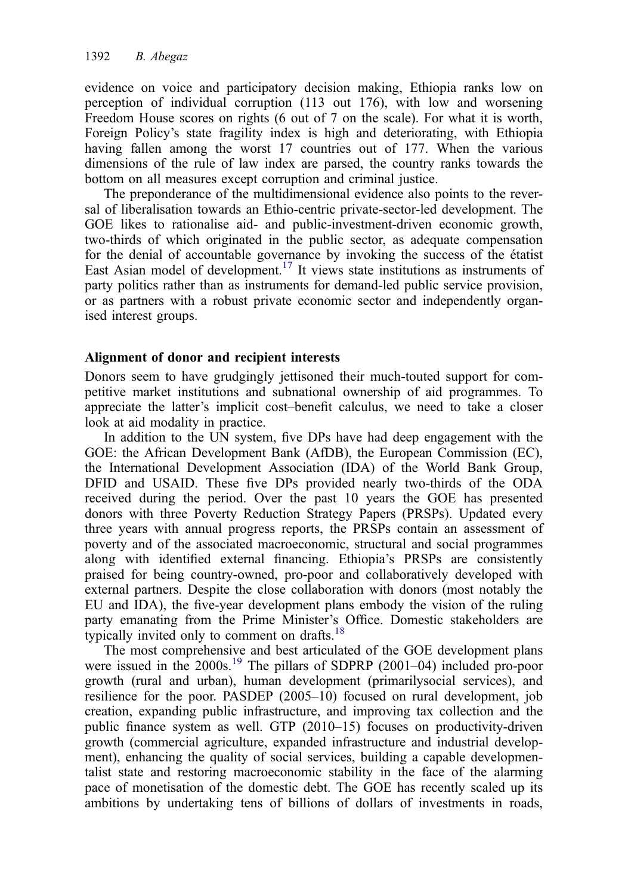evidence on voice and participatory decision making, Ethiopia ranks low on perception of individual corruption (113 out 176), with low and worsening Freedom House scores on rights (6 out of 7 on the scale). For what it is worth, Foreign Policy's state fragility index is high and deteriorating, with Ethiopia having fallen among the worst 17 countries out of 177. When the various dimensions of the rule of law index are parsed, the country ranks towards the bottom on all measures except corruption and criminal justice.

The preponderance of the multidimensional evidence also points to the reversal of liberalisation towards an Ethio-centric private-sector-led development. The GOE likes to rationalise aid- and public-investment-driven economic growth, two-thirds of which originated in the public sector, as adequate compensation for the denial of accountable governance by invoking the success of the étatist East Asian model of development.[17] It views state institutions as instruments of party politics rather than as instruments for demand-led public service provision, or as partners with a robust private economic sector and independently organised interest groups.

## Alignment of donor and recipient interests

Donors seem to have grudgingly jettisoned their much-touted support for competitive market institutions and subnational ownership of aid programmes. To appreciate the latter's implicit cost–benefit calculus, we need to take a closer look at aid modality in practice.

In addition to the UN system, five DPs have had deep engagement with the GOE: the African Development Bank (AfDB), the European Commission (EC), the International Development Association (IDA) of the World Bank Group, DFID and USAID. These five DPs provided nearly two-thirds of the ODA received during the period. Over the past 10 years the GOE has presented donors with three Poverty Reduction Strategy Papers (PRSPs). Updated every three years with annual progress reports, the PRSPs contain an assessment of poverty and of the associated macroeconomic, structural and social programmes along with identified external financing. Ethiopia's PRSPs are consistently praised for being country-owned, pro-poor and collaboratively developed with external partners. Despite the close collaboration with donors (most notably the EU and IDA), the five-year development plans embody the vision of the ruling party emanating from the Prime Minister's Office. Domestic stakeholders are typically invited only to comment on drafts.[18]

The most comprehensive and best articulated of the GOE development plans were issued in the 2000s.[19] The pillars of SDPRP (2001–04) included pro-poor growth (rural and urban), human development (primarilysocial services), and resilience for the poor. PASDEP (2005–10) focused on rural development, job creation, expanding public infrastructure, and improving tax collection and the public finance system as well. GTP (2010–15) focuses on productivity-driven growth (commercial agriculture, expanded infrastructure and industrial development), enhancing the quality of social services, building a capable developmentalist state and restoring macroeconomic stability in the face of the alarming pace of monetisation of the domestic debt. The GOE has recently scaled up its ambitions by undertaking tens of billions of dollars of investments in roads,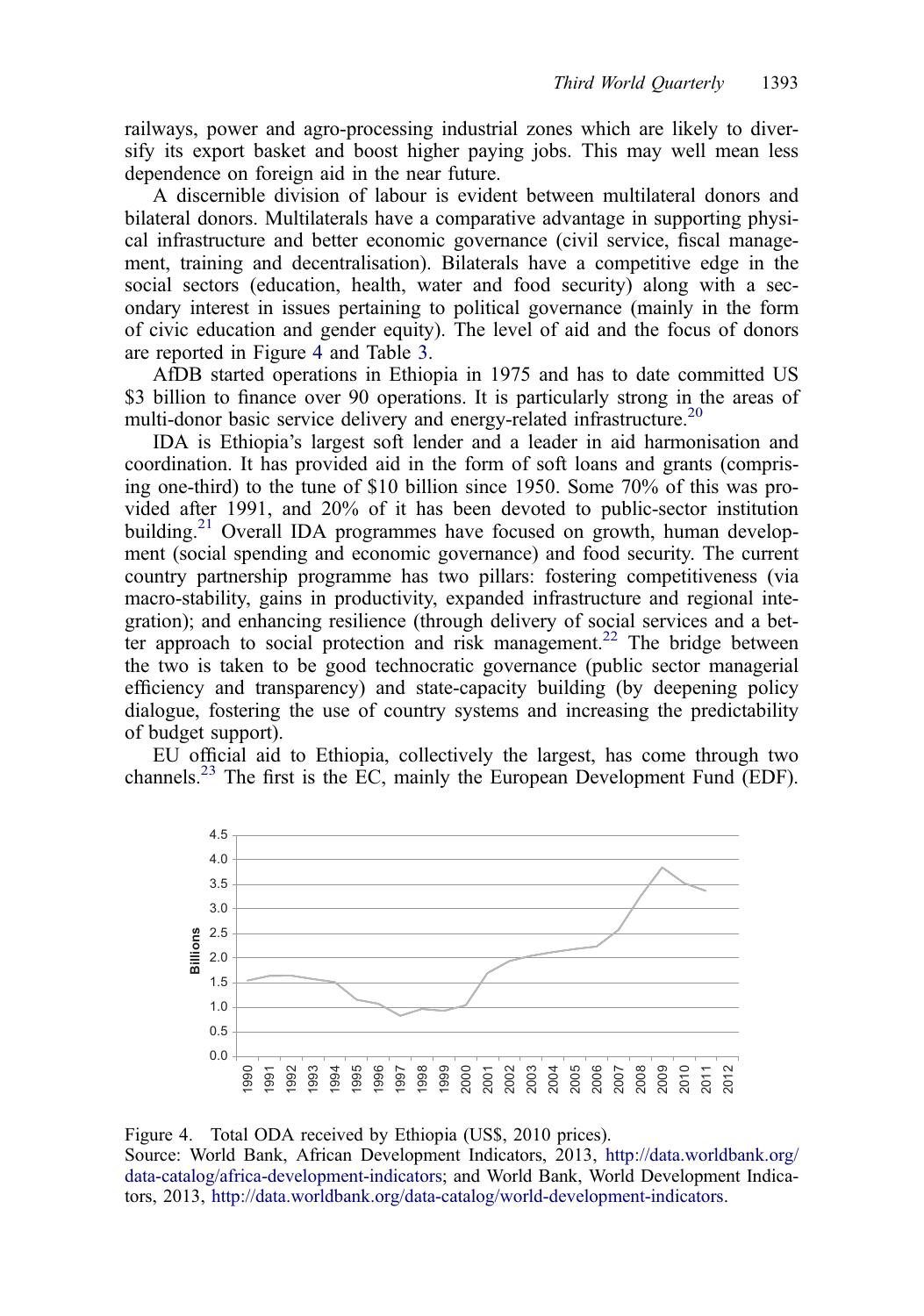railways, power and agro-processing industrial zones which are likely to diversify its export basket and boost higher paying jobs. This may well mean less dependence on foreign aid in the near future.

A discernible division of labour is evident between multilateral donors and bilateral donors. Multilaterals have a comparative advantage in supporting physical infrastructure and better economic governance (civil service, fiscal management, training and decentralisation). Bilaterals have a competitive edge in the social sectors (education, health, water and food security) along with a secondary interest in issues pertaining to political governance (mainly in the form of civic education and gender equity). The level of aid and the focus of donors are reported in Figure 4 and Table 3.

AfDB started operations in Ethiopia in 1975 and has to date committed US $3 billion to finance over 90 operations. It is particularly strong in the areas of multi-donor basic service delivery and energy-related infrastructure.[20]

IDA is Ethiopia's largest soft lender and a leader in aid harmonisation and coordination. It has provided aid in the form of soft loans and grants (comprising one-third) to the tune of $10 billion since 1950. Some 70% of this was provided after 1991, and 20% of it has been devoted to public-sector institution building.[21] Overall IDA programmes have focused on growth, human development (social spending and economic governance) and food security. The current country partnership programme has two pillars: fostering competitiveness (via macro-stability, gains in productivity, expanded infrastructure and regional integration); and enhancing resilience (through delivery of social services and a better approach to social protection and risk management.[22] The bridge between the two is taken to be good technocratic governance (public sector managerial efficiency and transparency) and state-capacity building (by deepening policy dialogue, fostering the use of country systems and increasing the predictability of budget support).

EU official aid to Ethiopia, collectively the largest, has come through two channels.[23] The first is the EC, mainly the European Development Fund (EDF).

Figure 4. Total ODA received by Ethiopia (US$, 2010 prices).
Source: World Bank, African Development Indicators, 2013, http://data.worldbank.org/data-catalog/africa-development-indicators; and World Bank, World Development Indicators, 2013, http://data.worldbank.org/data-catalog/world-development-indicators.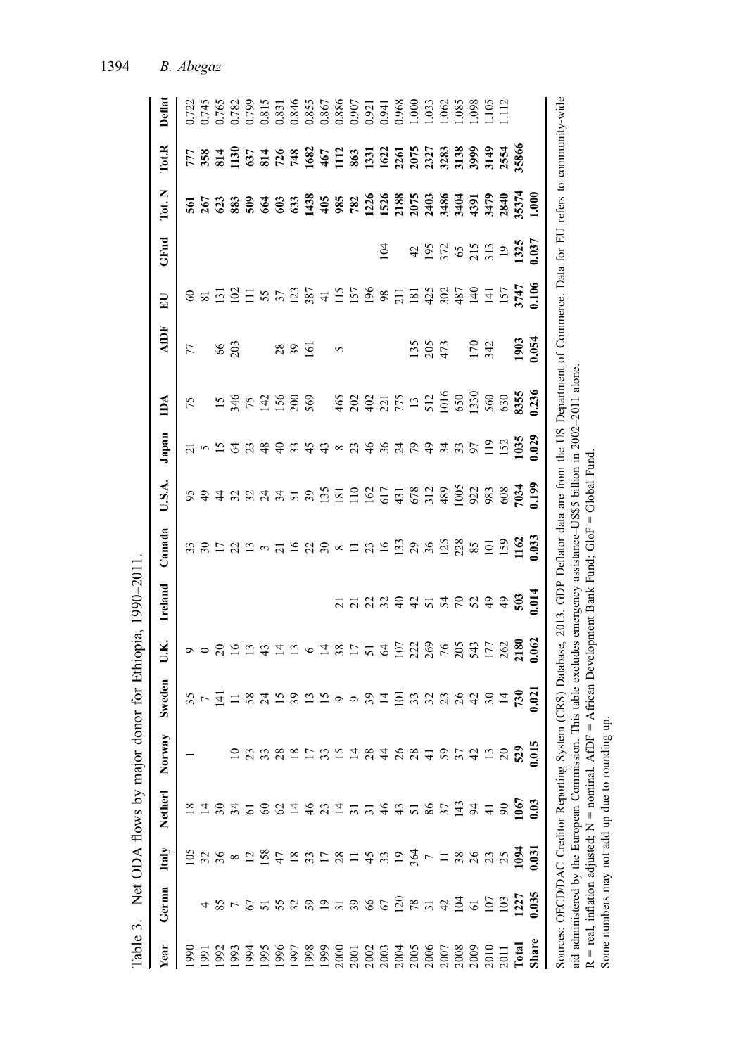Table 3. Net ODA flows by major donor for Ethiopia, 1990–2011.

| Year | Germn | Italy | Netherl | Norway | Sweden | U.K. | Ireland | Canada | U.S.A. | Japan | IDA | AfDF | EU | GFnd | Tot. N | Tot.R | Deflat |
|---|---|---|---|---|---|---|---|---|---|---|---|---|---|---|---|---|---|
| 1990 | | 105 | 18 | 1 | 35 | 9 | | 33 | 95 | 21 | 75 | 77 | 60 | | **561** | **777** | 0.722 |
| 1991 | 4 | 32 | 14 | | 7 | 0 | | 30 | 49 | 5 | | | 81 | | **267** | **358** | 0.745 |
| 1992 | 85 | 36 | 30 | | 141 | 20 | | 17 | 44 | 15 | 15 | 66 | 131 | | **623** | **814** | 0.765 |
| 1993 | 7 | 8 | 34 | 10 | 11 | 16 | | 22 | 32 | 64 | 346 | 203 | 102 | | **883** | **1130** | 0.782 |
| 1994 | 67 | 12 | 61 | 23 | 58 | 13 | | 13 | 32 | 23 | 75 | | 111 | | **509** | **637** | 0.799 |
| 1995 | 51 | 158 | 60 | 33 | 24 | 43 | | 3 | 24 | 48 | 142 | | 55 | | **664** | **814** | 0.815 |
| 1996 | 55 | 47 | 62 | 28 | 15 | 14 | | 21 | 34 | 40 | 156 | 28 | 37 | | **603** | **726** | 0.831 |
| 1997 | 32 | 18 | 14 | 18 | 39 | 13 | | 16 | 51 | 33 | 200 | 39 | 123 | | **633** | **748** | 0.846 |
| 1998 | 59 | 33 | 46 | 17 | 13 | 6 | | 22 | 39 | 45 | 569 | 161 | 387 | | **1438** | **1682** | 0.855 |
| 1999 | 19 | 17 | 23 | 33 | 15 | 14 | | 30 | 135 | 43 | | | 41 | | **405** | **467** | 0.867 |
| 2000 | 31 | 28 | 14 | 15 | 9 | 38 | 21 | 8 | 181 | 8 | 465 | 5 | 115 | | **985** | **1112** | 0.886 |
| 2001 | 39 | 11 | 31 | 14 | 9 | 17 | 21 | 11 | 110 | 23 | 202 | | 157 | | **782** | **863** | 0.907 |
| 2002 | 66 | 45 | 31 | 28 | 39 | 51 | 22 | 23 | 162 | 46 | 402 | | 196 | | **1226** | **1331** | 0.921 |
| 2003 | 67 | 33 | 46 | 44 | 14 | 64 | 32 | 16 | 617 | 36 | 221 | | 98 | 104 | **1526** | **1622** | 0.941 |
| 2004 | 120 | 19 | 43 | 26 | 101 | 107 | 40 | 133 | 431 | 24 | 775 | | 211 | | **2188** | **2261** | 0.968 |
| 2005 | 78 | 364 | 51 | 28 | 33 | 222 | 42 | 29 | 678 | 79 | 13 | 135 | 181 | 42 | **2075** | **2075** | 1.000 |
| 2006 | 31 | 7 | 86 | 41 | 32 | 269 | 51 | 36 | 312 | 49 | 512 | 205 | 425 | 195 | **2403** | **2327** | 1.033 |
| 2007 | 42 | 11 | 37 | 59 | 23 | 76 | 54 | 125 | 489 | 34 | 1016 | 473 | 302 | 372 | **3486** | **3283** | 1.062 |
| 2008 | 104 | 38 | 143 | 37 | 26 | 205 | 70 | 228 | 1005 | 33 | 650 | | 487 | 65 | **3404** | **3138** | 1.085 |
| 2009 | 61 | 26 | 94 | 42 | 42 | 543 | 52 | 85 | 922 | 97 | 1330 | 170 | 140 | 215 | **4391** | **3999** | 1.098 |
| 2010 | 107 | 23 | 41 | 13 | 30 | 177 | 49 | 101 | 983 | 119 | 560 | 342 | 141 | 313 | **3479** | **3149** | 1.105 |
| 2011 | 103 | 25 | 90 | 20 | 14 | 262 | 49 | 159 | 608 | 152 | 630 | | 157 | 19 | **2840** | **2554** | 1.112 |
| **Total** | **1227** | **1094** | **1067** | **529** | **730** | **2180** | **503** | **1162** | **7034** | **1035** | **8355** | **1903** | **3747** | **1325** | **35374** | **35866** | |
| **Share** | **0.035** | **0.031** | **0.03** | **0.015** | **0.021** | **0.062** | **0.014** | **0.033** | **0.199** | **0.029** | **0.236** | **0.054** | **0.106** | **0.037** | **1.000** | | |

Sources: OECD/DAC Creditor Reporting System (CRS) Database, 2013. GDP Deflator data are from the US Department of Commerce. Data for EU refers to community-wide aid administered by the European Commission. This table excludes emergency assistance–US$5 billion in 2002–2011 alone.
R = real, inflation adjusted; N = nominal. AfDF = African Development Bank Fund; GloF = Global Fund.
Some numbers may not add up due to rounding up.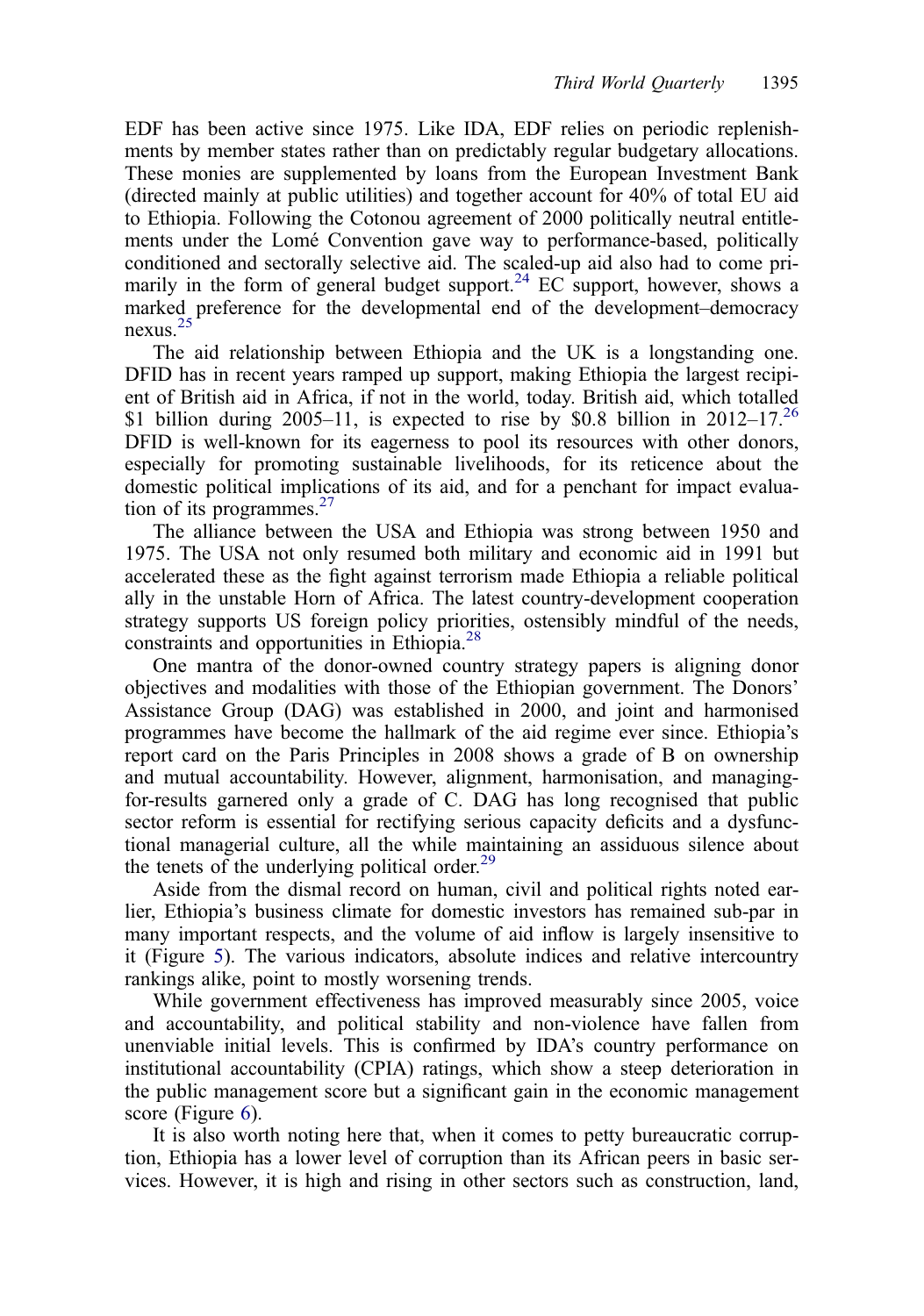EDF has been active since 1975. Like IDA, EDF relies on periodic replenishments by member states rather than on predictably regular budgetary allocations. These monies are supplemented by loans from the European Investment Bank (directed mainly at public utilities) and together account for 40% of total EU aid to Ethiopia. Following the Cotonou agreement of 2000 politically neutral entitlements under the Lomé Convention gave way to performance-based, politically conditioned and sectorally selective aid. The scaled-up aid also had to come primarily in the form of general budget support.[24] EC support, however, shows a marked preference for the developmental end of the development–democracy nexus.[25]

The aid relationship between Ethiopia and the UK is a longstanding one. DFID has in recent years ramped up support, making Ethiopia the largest recipient of British aid in Africa, if not in the world, today. British aid, which totalled \$1 billion during 2005–11, is expected to rise by \$0.8 billion in 2012–17.[26] DFID is well-known for its eagerness to pool its resources with other donors, especially for promoting sustainable livelihoods, for its reticence about the domestic political implications of its aid, and for a penchant for impact evaluation of its programmes.[27]

The alliance between the USA and Ethiopia was strong between 1950 and 1975. The USA not only resumed both military and economic aid in 1991 but accelerated these as the fight against terrorism made Ethiopia a reliable political ally in the unstable Horn of Africa. The latest country-development cooperation strategy supports US foreign policy priorities, ostensibly mindful of the needs, constraints and opportunities in Ethiopia.[28]

One mantra of the donor-owned country strategy papers is aligning donor objectives and modalities with those of the Ethiopian government. The Donors' Assistance Group (DAG) was established in 2000, and joint and harmonised programmes have become the hallmark of the aid regime ever since. Ethiopia's report card on the Paris Principles in 2008 shows a grade of B on ownership and mutual accountability. However, alignment, harmonisation, and managing-for-results garnered only a grade of C. DAG has long recognised that public sector reform is essential for rectifying serious capacity deficits and a dysfunctional managerial culture, all the while maintaining an assiduous silence about the tenets of the underlying political order.[29]

Aside from the dismal record on human, civil and political rights noted earlier, Ethiopia's business climate for domestic investors has remained sub-par in many important respects, and the volume of aid inflow is largely insensitive to it (Figure 5). The various indicators, absolute indices and relative intercountry rankings alike, point to mostly worsening trends.

While government effectiveness has improved measurably since 2005, voice and accountability, and political stability and non-violence have fallen from unenviable initial levels. This is confirmed by IDA's country performance on institutional accountability (CPIA) ratings, which show a steep deterioration in the public management score but a significant gain in the economic management score (Figure 6).

It is also worth noting here that, when it comes to petty bureaucratic corruption, Ethiopia has a lower level of corruption than its African peers in basic services. However, it is high and rising in other sectors such as construction, land,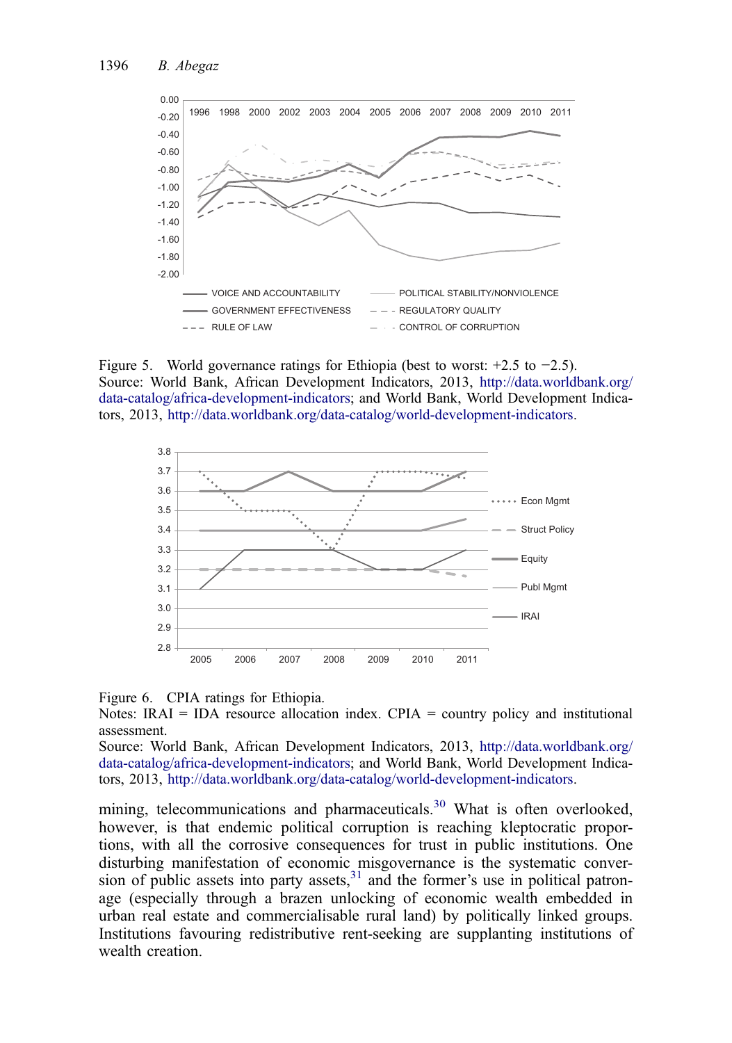Figure 5. World governance ratings for Ethiopia (best to worst: +2.5 to −2.5).
Source: World Bank, African Development Indicators, 2013, http://data.worldbank.org/data-catalog/africa-development-indicators; and World Bank, World Development Indicators, 2013, http://data.worldbank.org/data-catalog/world-development-indicators.

Figure 6. CPIA ratings for Ethiopia.
Notes: IRAI = IDA resource allocation index. CPIA = country policy and institutional assessment.
Source: World Bank, African Development Indicators, 2013, http://data.worldbank.org/data-catalog/africa-development-indicators; and World Bank, World Development Indicators, 2013, http://data.worldbank.org/data-catalog/world-development-indicators.

mining, telecommunications and pharmaceuticals.[30] What is often overlooked, however, is that endemic political corruption is reaching kleptocratic proportions, with all the corrosive consequences for trust in public institutions. One disturbing manifestation of economic misgovernance is the systematic conversion of public assets into party assets,[31] and the former's use in political patronage (especially through a brazen unlocking of economic wealth embedded in urban real estate and commercialisable rural land) by politically linked groups. Institutions favouring redistributive rent-seeking are supplanting institutions of wealth creation.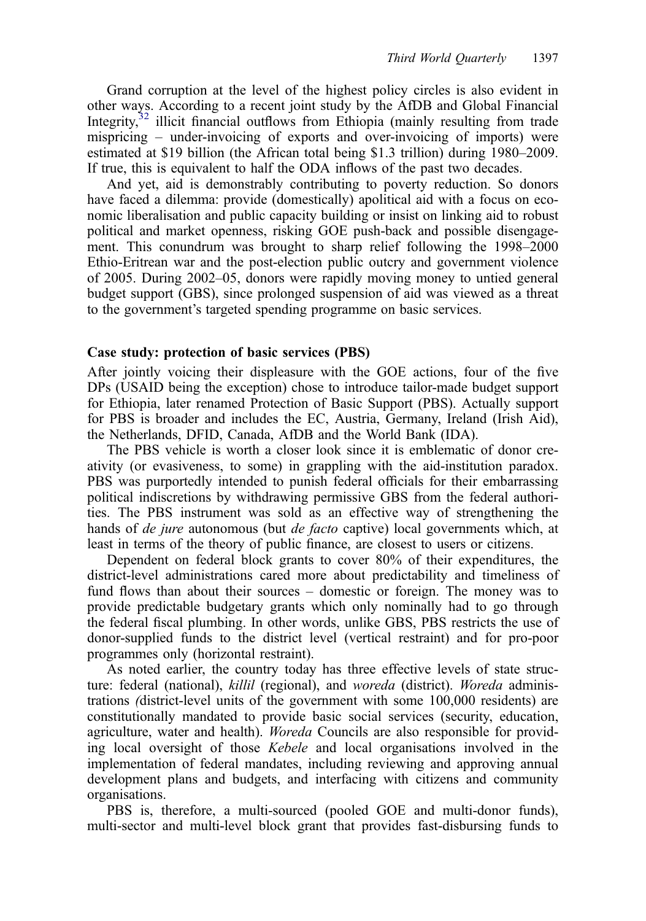Grand corruption at the level of the highest policy circles is also evident in other ways. According to a recent joint study by the AfDB and Global Financial Integrity,[32] illicit financial outflows from Ethiopia (mainly resulting from trade mispricing – under-invoicing of exports and over-invoicing of imports) were estimated at \$19 billion (the African total being \$1.3 trillion) during 1980–2009. If true, this is equivalent to half the ODA inflows of the past two decades.

And yet, aid is demonstrably contributing to poverty reduction. So donors have faced a dilemma: provide (domestically) apolitical aid with a focus on economic liberalisation and public capacity building or insist on linking aid to robust political and market openness, risking GOE push-back and possible disengagement. This conundrum was brought to sharp relief following the 1998–2000 Ethio-Eritrean war and the post-election public outcry and government violence of 2005. During 2002–05, donors were rapidly moving money to untied general budget support (GBS), since prolonged suspension of aid was viewed as a threat to the government's targeted spending programme on basic services.

### Case study: protection of basic services (PBS)

After jointly voicing their displeasure with the GOE actions, four of the five DPs (USAID being the exception) chose to introduce tailor-made budget support for Ethiopia, later renamed Protection of Basic Support (PBS). Actually support for PBS is broader and includes the EC, Austria, Germany, Ireland (Irish Aid), the Netherlands, DFID, Canada, AfDB and the World Bank (IDA).

The PBS vehicle is worth a closer look since it is emblematic of donor creativity (or evasiveness, to some) in grappling with the aid-institution paradox. PBS was purportedly intended to punish federal officials for their embarrassing political indiscretions by withdrawing permissive GBS from the federal authorities. The PBS instrument was sold as an effective way of strengthening the hands of *de jure* autonomous (but *de facto* captive) local governments which, at least in terms of the theory of public finance, are closest to users or citizens.

Dependent on federal block grants to cover 80% of their expenditures, the district-level administrations cared more about predictability and timeliness of fund flows than about their sources – domestic or foreign. The money was to provide predictable budgetary grants which only nominally had to go through the federal fiscal plumbing. In other words, unlike GBS, PBS restricts the use of donor-supplied funds to the district level (vertical restraint) and for pro-poor programmes only (horizontal restraint).

As noted earlier, the country today has three effective levels of state structure: federal (national), *killil* (regional), and *woreda* (district). *Woreda* administrations (district-level units of the government with some 100,000 residents) are constitutionally mandated to provide basic social services (security, education, agriculture, water and health). *Woreda* Councils are also responsible for providing local oversight of those *Kebele* and local organisations involved in the implementation of federal mandates, including reviewing and approving annual development plans and budgets, and interfacing with citizens and community organisations.

PBS is, therefore, a multi-sourced (pooled GOE and multi-donor funds), multi-sector and multi-level block grant that provides fast-disbursing funds to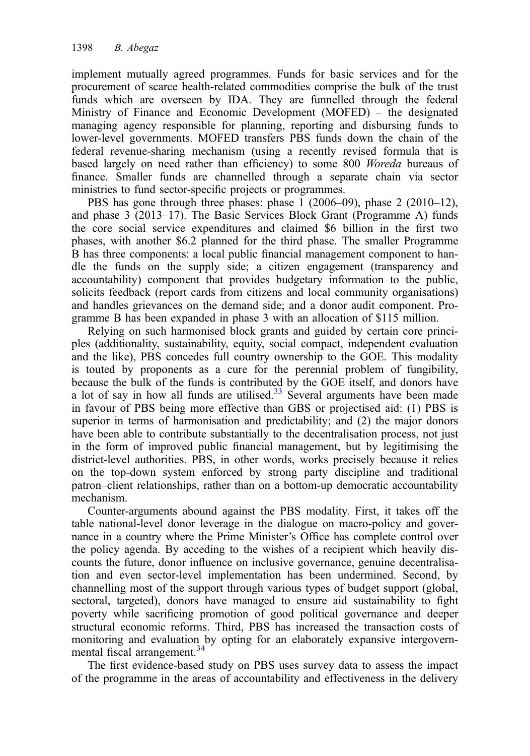implement mutually agreed programmes. Funds for basic services and for the procurement of scarce health-related commodities comprise the bulk of the trust funds which are overseen by IDA. They are funnelled through the federal Ministry of Finance and Economic Development (MOFED) – the designated managing agency responsible for planning, reporting and disbursing funds to lower-level governments. MOFED transfers PBS funds down the chain of the federal revenue-sharing mechanism (using a recently revised formula that is based largely on need rather than efficiency) to some 800 *Woreda* bureaus of finance. Smaller funds are channelled through a separate chain via sector ministries to fund sector-specific projects or programmes.

PBS has gone through three phases: phase 1 (2006–09), phase 2 (2010–12), and phase 3 (2013–17). The Basic Services Block Grant (Programme A) funds the core social service expenditures and claimed $6 billion in the first two phases, with another $6.2 planned for the third phase. The smaller Programme B has three components: a local public financial management component to handle the funds on the supply side; a citizen engagement (transparency and accountability) component that provides budgetary information to the public, solicits feedback (report cards from citizens and local community organisations) and handles grievances on the demand side; and a donor audit component. Programme B has been expanded in phase 3 with an allocation of $115 million.

Relying on such harmonised block grants and guided by certain core principles (additionality, sustainability, equity, social compact, independent evaluation and the like), PBS concedes full country ownership to the GOE. This modality is touted by proponents as a cure for the perennial problem of fungibility, because the bulk of the funds is contributed by the GOE itself, and donors have a lot of say in how all funds are utilised.[33] Several arguments have been made in favour of PBS being more effective than GBS or projectised aid: (1) PBS is superior in terms of harmonisation and predictability; and (2) the major donors have been able to contribute substantially to the decentralisation process, not just in the form of improved public financial management, but by legitimising the district-level authorities. PBS, in other words, works precisely because it relies on the top-down system enforced by strong party discipline and traditional patron–client relationships, rather than on a bottom-up democratic accountability mechanism.

Counter-arguments abound against the PBS modality. First, it takes off the table national-level donor leverage in the dialogue on macro-policy and governance in a country where the Prime Minister's Office has complete control over the policy agenda. By acceding to the wishes of a recipient which heavily discounts the future, donor influence on inclusive governance, genuine decentralisation and even sector-level implementation has been undermined. Second, by channelling most of the support through various types of budget support (global, sectoral, targeted), donors have managed to ensure aid sustainability to fight poverty while sacrificing promotion of good political governance and deeper structural economic reforms. Third, PBS has increased the transaction costs of monitoring and evaluation by opting for an elaborately expansive intergovernmental fiscal arrangement.[34]

The first evidence-based study on PBS uses survey data to assess the impact of the programme in the areas of accountability and effectiveness in the delivery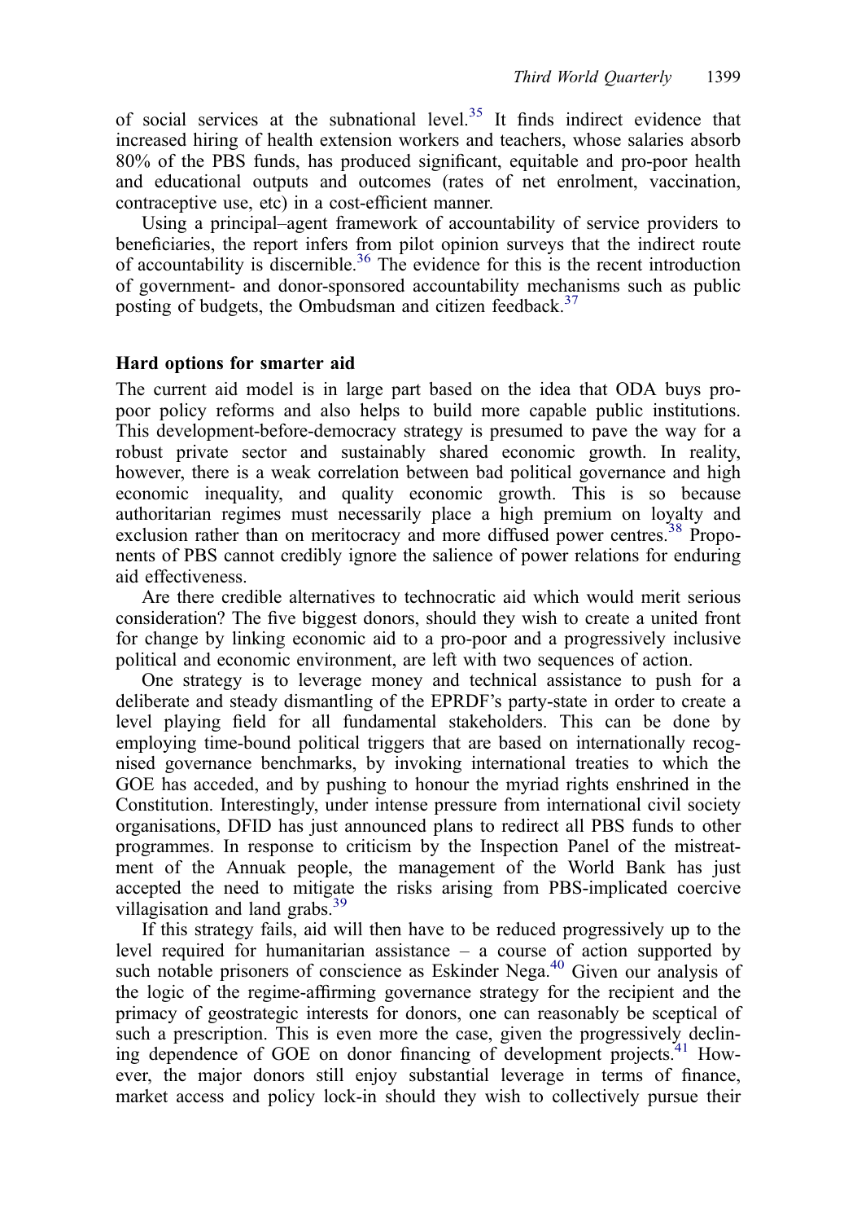of social services at the subnational level.[35] It finds indirect evidence that increased hiring of health extension workers and teachers, whose salaries absorb 80% of the PBS funds, has produced significant, equitable and pro-poor health and educational outputs and outcomes (rates of net enrolment, vaccination, contraceptive use, etc) in a cost-efficient manner.

Using a principal–agent framework of accountability of service providers to beneficiaries, the report infers from pilot opinion surveys that the indirect route of accountability is discernible.[36] The evidence for this is the recent introduction of government- and donor-sponsored accountability mechanisms such as public posting of budgets, the Ombudsman and citizen feedback.[37]

## Hard options for smarter aid

The current aid model is in large part based on the idea that ODA buys pro-poor policy reforms and also helps to build more capable public institutions. This development-before-democracy strategy is presumed to pave the way for a robust private sector and sustainably shared economic growth. In reality, however, there is a weak correlation between bad political governance and high economic inequality, and quality economic growth. This is so because authoritarian regimes must necessarily place a high premium on loyalty and exclusion rather than on meritocracy and more diffused power centres.[38] Proponents of PBS cannot credibly ignore the salience of power relations for enduring aid effectiveness.

Are there credible alternatives to technocratic aid which would merit serious consideration? The five biggest donors, should they wish to create a united front for change by linking economic aid to a pro-poor and a progressively inclusive political and economic environment, are left with two sequences of action.

One strategy is to leverage money and technical assistance to push for a deliberate and steady dismantling of the EPRDF's party-state in order to create a level playing field for all fundamental stakeholders. This can be done by employing time-bound political triggers that are based on internationally recognised governance benchmarks, by invoking international treaties to which the GOE has acceded, and by pushing to honour the myriad rights enshrined in the Constitution. Interestingly, under intense pressure from international civil society organisations, DFID has just announced plans to redirect all PBS funds to other programmes. In response to criticism by the Inspection Panel of the mistreatment of the Annuak people, the management of the World Bank has just accepted the need to mitigate the risks arising from PBS-implicated coercive villagisation and land grabs.[39]

If this strategy fails, aid will then have to be reduced progressively up to the level required for humanitarian assistance – a course of action supported by such notable prisoners of conscience as Eskinder Nega.[40] Given our analysis of the logic of the regime-affirming governance strategy for the recipient and the primacy of geostrategic interests for donors, one can reasonably be sceptical of such a prescription. This is even more the case, given the progressively declining dependence of GOE on donor financing of development projects.[41] However, the major donors still enjoy substantial leverage in terms of finance, market access and policy lock-in should they wish to collectively pursue their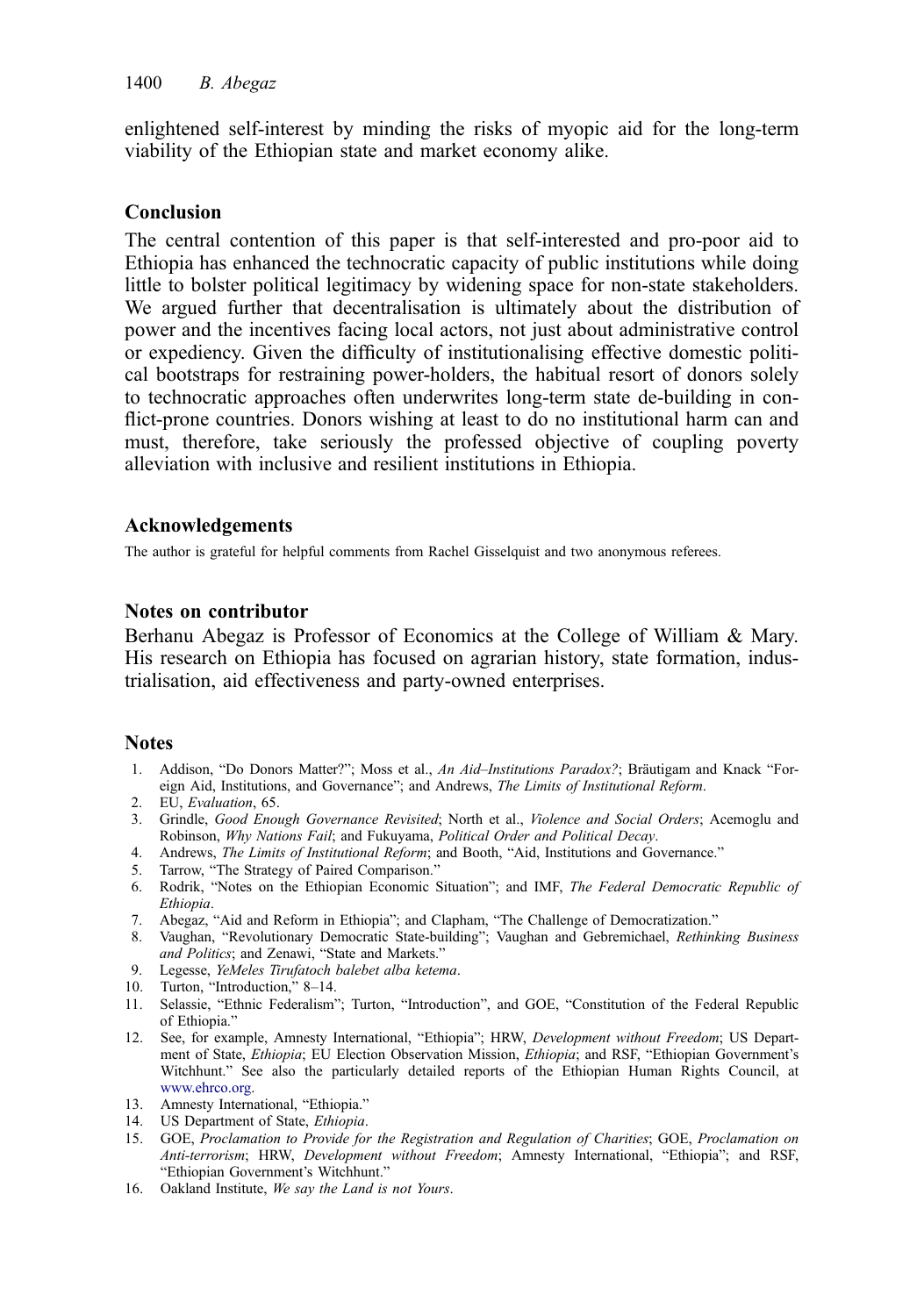enlightened self-interest by minding the risks of myopic aid for the long-term viability of the Ethiopian state and market economy alike.

## Conclusion

The central contention of this paper is that self-interested and pro-poor aid to Ethiopia has enhanced the technocratic capacity of public institutions while doing little to bolster political legitimacy by widening space for non-state stakeholders. We argued further that decentralisation is ultimately about the distribution of power and the incentives facing local actors, not just about administrative control or expediency. Given the difficulty of institutionalising effective domestic political bootstraps for restraining power-holders, the habitual resort of donors solely to technocratic approaches often underwrites long-term state de-building in conflict-prone countries. Donors wishing at least to do no institutional harm can and must, therefore, take seriously the professed objective of coupling poverty alleviation with inclusive and resilient institutions in Ethiopia.

## Acknowledgements

The author is grateful for helpful comments from Rachel Gisselquist and two anonymous referees.

## Notes on contributor

Berhanu Abegaz is Professor of Economics at the College of William & Mary. His research on Ethiopia has focused on agrarian history, state formation, industrialisation, aid effectiveness and party-owned enterprises.

## Notes

1. Addison, "Do Donors Matter?"; Moss et al., *An Aid–Institutions Paradox?*; Bräutigam and Knack "Foreign Aid, Institutions, and Governance"; and Andrews, *The Limits of Institutional Reform*.
2. EU, *Evaluation*, 65.
3. Grindle, *Good Enough Governance Revisited*; North et al., *Violence and Social Orders*; Acemoglu and Robinson, *Why Nations Fail*; and Fukuyama, *Political Order and Political Decay*.
4. Andrews, *The Limits of Institutional Reform*; and Booth, "Aid, Institutions and Governance."
5. Tarrow, "The Strategy of Paired Comparison."
6. Rodrik, "Notes on the Ethiopian Economic Situation"; and IMF, *The Federal Democratic Republic of Ethiopia*.
7. Abegaz, "Aid and Reform in Ethiopia"; and Clapham, "The Challenge of Democratization."
8. Vaughan, "Revolutionary Democratic State-building"; Vaughan and Gebremichael, *Rethinking Business and Politics*; and Zenawi, "State and Markets."
9. Legesse, *YeMeles Tirufatoch balebet alba ketema*.
10. Turton, "Introduction," 8–14.
11. Selassie, "Ethnic Federalism"; Turton, "Introduction", and GOE, "Constitution of the Federal Republic of Ethiopia."
12. See, for example, Amnesty International, "Ethiopia"; HRW, *Development without Freedom*; US Department of State, *Ethiopia*; EU Election Observation Mission, *Ethiopia*; and RSF, "Ethiopian Government's Witchhunt." See also the particularly detailed reports of the Ethiopian Human Rights Council, at www.ehrco.org.
13. Amnesty International, "Ethiopia."
14. US Department of State, *Ethiopia*.
15. GOE, *Proclamation to Provide for the Registration and Regulation of Charities*; GOE, *Proclamation on Anti-terrorism*; HRW, *Development without Freedom*; Amnesty International, "Ethiopia"; and RSF, "Ethiopian Government's Witchhunt."
16. Oakland Institute, *We say the Land is not Yours*.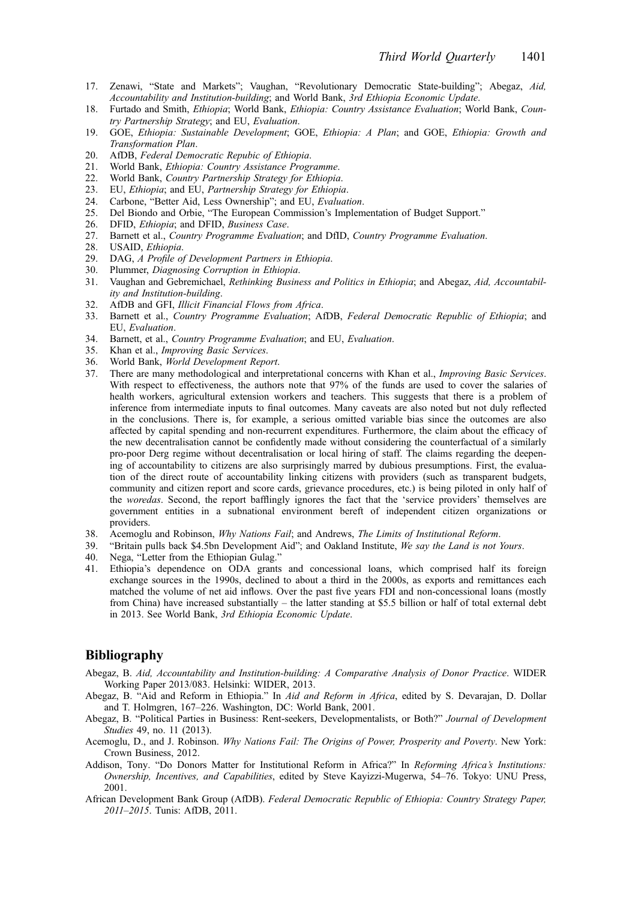17. Zenawi, "State and Markets"; Vaughan, "Revolutionary Democratic State-building"; Abegaz, *Aid, Accountability and Institution-building*; and World Bank, *3rd Ethiopia Economic Update*.
18. Furtado and Smith, *Ethiopia*; World Bank, *Ethiopia: Country Assistance Evaluation*; World Bank, *Country Partnership Strategy*; and EU, *Evaluation*.
19. GOE, *Ethiopia: Sustainable Development*; GOE, *Ethiopia: A Plan*; and GOE, *Ethiopia: Growth and Transformation Plan*.
20. AfDB, *Federal Democratic Repubic of Ethiopia*.
21. World Bank, *Ethiopia: Country Assistance Programme*.
22. World Bank, *Country Partnership Strategy for Ethiopia*.
23. EU, *Ethiopia*; and EU, *Partnership Strategy for Ethiopia*.
24. Carbone, "Better Aid, Less Ownership"; and EU, *Evaluation*.
25. Del Biondo and Orbie, "The European Commission's Implementation of Budget Support."
26. DFID, *Ethiopia*; and DFID, *Business Case*.
27. Barnett et al., *Country Programme Evaluation*; and DfID, *Country Programme Evaluation*.
28. USAID, *Ethiopia*.
29. DAG, *A Profile of Development Partners in Ethiopia*.
30. Plummer, *Diagnosing Corruption in Ethiopia*.
31. Vaughan and Gebremichael, *Rethinking Business and Politics in Ethiopia*; and Abegaz, *Aid, Accountability and Institution-building*.
32. AfDB and GFI, *Illicit Financial Flows from Africa*.
33. Barnett et al., *Country Programme Evaluation*; AfDB, *Federal Democratic Republic of Ethiopia*; and EU, *Evaluation*.
34. Barnett, et al., *Country Programme Evaluation*; and EU, *Evaluation*.
35. Khan et al., *Improving Basic Services*.
36. World Bank, *World Development Report*.
37. There are many methodological and interpretational concerns with Khan et al., *Improving Basic Services*. With respect to effectiveness, the authors note that 97% of the funds are used to cover the salaries of health workers, agricultural extension workers and teachers. This suggests that there is a problem of inference from intermediate inputs to final outcomes. Many caveats are also noted but not duly reflected in the conclusions. There is, for example, a serious omitted variable bias since the outcomes are also affected by capital spending and non-recurrent expenditures. Furthermore, the claim about the efficacy of the new decentralisation cannot be confidently made without considering the counterfactual of a similarly pro-poor Derg regime without decentralisation or local hiring of staff. The claims regarding the deepening of accountability to citizens are also surprisingly marred by dubious presumptions. First, the evaluation of the direct route of accountability linking citizens with providers (such as transparent budgets, community and citizen report and score cards, grievance procedures, etc.) is being piloted in only half of the *woredas*. Second, the report bafflingly ignores the fact that the 'service providers' themselves are government entities in a subnational environment bereft of independent citizen organizations or providers.
38. Acemoglu and Robinson, *Why Nations Fail*; and Andrews, *The Limits of Institutional Reform*.
39. "Britain pulls back \$4.5bn Development Aid"; and Oakland Institute, *We say the Land is not Yours*.
40. Nega, "Letter from the Ethiopian Gulag."
41. Ethiopia's dependence on ODA grants and concessional loans, which comprised half its foreign exchange sources in the 1990s, declined to about a third in the 2000s, as exports and remittances each matched the volume of net aid inflows. Over the past five years FDI and non-concessional loans (mostly from China) have increased substantially – the latter standing at \$5.5 billion or half of total external debt in 2013. See World Bank, *3rd Ethiopia Economic Update*.

## Bibliography

Abegaz, B. *Aid, Accountability and Institution-building: A Comparative Analysis of Donor Practice*. WIDER Working Paper 2013/083. Helsinki: WIDER, 2013.

Abegaz, B. "Aid and Reform in Ethiopia." In *Aid and Reform in Africa*, edited by S. Devarajan, D. Dollar and T. Holmgren, 167–226. Washington, DC: World Bank, 2001.

Abegaz, B. "Political Parties in Business: Rent-seekers, Developmentalists, or Both?" *Journal of Development Studies* 49, no. 11 (2013).

Acemoglu, D., and J. Robinson. *Why Nations Fail: The Origins of Power, Prosperity and Poverty*. New York: Crown Business, 2012.

Addison, Tony. "Do Donors Matter for Institutional Reform in Africa?" In *Reforming Africa's Institutions: Ownership, Incentives, and Capabilities*, edited by Steve Kayizzi-Mugerwa, 54–76. Tokyo: UNU Press, 2001.

African Development Bank Group (AfDB). *Federal Democratic Republic of Ethiopia: Country Strategy Paper, 2011–2015*. Tunis: AfDB, 2011.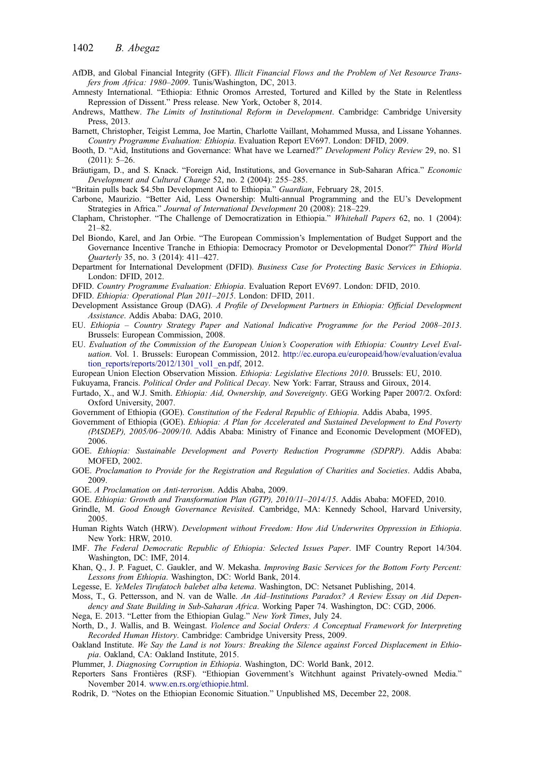AfDB, and Global Financial Integrity (GFF). *Illicit Financial Flows and the Problem of Net Resource Transfers from Africa: 1980–2009*. Tunis/Washington, DC, 2013.

Amnesty International. "Ethiopia: Ethnic Oromos Arrested, Tortured and Killed by the State in Relentless Repression of Dissent." Press release. New York, October 8, 2014.

Andrews, Matthew. *The Limits of Institutional Reform in Development*. Cambridge: Cambridge University Press, 2013.

Barnett, Christopher, Teigist Lemma, Joe Martin, Charlotte Vaillant, Mohammed Mussa, and Lissane Yohannes. *Country Programme Evaluation: Ethiopia*. Evaluation Report EV697. London: DFID, 2009.

Booth, D. "Aid, Institutions and Governance: What have we Learned?" *Development Policy Review* 29, no. S1 (2011): 5–26.

Bräutigam, D., and S. Knack. "Foreign Aid, Institutions, and Governance in Sub-Saharan Africa." *Economic Development and Cultural Change* 52, no. 2 (2004): 255–285.

"Britain pulls back $4.5bn Development Aid to Ethiopia." *Guardian*, February 28, 2015.

Carbone, Maurizio. "Better Aid, Less Ownership: Multi-annual Programming and the EU's Development Strategies in Africa." *Journal of International Development* 20 (2008): 218–229.

Clapham, Christopher. "The Challenge of Democratization in Ethiopia." *Whitehall Papers* 62, no. 1 (2004): 21–82.

Del Biondo, Karel, and Jan Orbie. "The European Commission's Implementation of Budget Support and the Governance Incentive Tranche in Ethiopia: Democracy Promotor or Developmental Donor?" *Third World Quarterly* 35, no. 3 (2014): 411–427.

Department for International Development (DFID). *Business Case for Protecting Basic Services in Ethiopia*. London: DFID, 2012.

DFID. *Country Programme Evaluation: Ethiopia*. Evaluation Report EV697. London: DFID, 2010.

DFID. *Ethiopia: Operational Plan 2011–2015*. London: DFID, 2011.

Development Assistance Group (DAG). *A Profile of Development Partners in Ethiopia: Official Development Assistance*. Addis Ababa: DAG, 2010.

EU. *Ethiopia – Country Strategy Paper and National Indicative Programme for the Period 2008–2013*. Brussels: European Commission, 2008.

EU. *Evaluation of the Commission of the European Union's Cooperation with Ethiopia: Country Level Evaluation*. Vol. 1. Brussels: European Commission, 2012. http://ec.europa.eu/europeaid/how/evaluation/evaluation_reports/reports/2012/1301_vol1_en.pdf, 2012.

European Union Election Observation Mission. *Ethiopia: Legislative Elections 2010*. Brussels: EU, 2010.

Fukuyama, Francis. *Political Order and Political Decay*. New York: Farrar, Strauss and Giroux, 2014.

Furtado, X., and W.J. Smith. *Ethiopia: Aid, Ownership, and Sovereignty*. GEG Working Paper 2007/2. Oxford: Oxford University, 2007.

Government of Ethiopia (GOE). *Constitution of the Federal Republic of Ethiopia*. Addis Ababa, 1995.

Government of Ethiopia (GOE). *Ethiopia: A Plan for Accelerated and Sustained Development to End Poverty (PASDEP), 2005/06–2009/10*. Addis Ababa: Ministry of Finance and Economic Development (MOFED), 2006.

GOE. *Ethiopia: Sustainable Development and Poverty Reduction Programme (SDPRP)*. Addis Ababa: MOFED, 2002.

GOE. *Proclamation to Provide for the Registration and Regulation of Charities and Societies*. Addis Ababa, 2009.

GOE. *A Proclamation on Anti-terrorism*. Addis Ababa, 2009.

GOE. *Ethiopia: Growth and Transformation Plan (GTP), 2010/11–2014/15*. Addis Ababa: MOFED, 2010.

Grindle, M. *Good Enough Governance Revisited*. Cambridge, MA: Kennedy School, Harvard University, 2005.

Human Rights Watch (HRW). *Development without Freedom: How Aid Underwrites Oppression in Ethiopia*. New York: HRW, 2010.

IMF. *The Federal Democratic Republic of Ethiopia: Selected Issues Paper*. IMF Country Report 14/304. Washington, DC: IMF, 2014.

Khan, Q., J. P. Faguet, C. Gaukler, and W. Mekasha. *Improving Basic Services for the Bottom Forty Percent: Lessons from Ethiopia*. Washington, DC: World Bank, 2014.

Legesse, E. *YeMeles Tirufatoch balebet alba ketema*. Washington, DC: Netsanet Publishing, 2014.

Moss, T., G. Pettersson, and N. van de Walle. *An Aid–Institutions Paradox? A Review Essay on Aid Dependency and State Building in Sub-Saharan Africa*. Working Paper 74. Washington, DC: CGD, 2006.

Nega, E. 2013. "Letter from the Ethiopian Gulag." *New York Times*, July 24.

North, D., J. Wallis, and B. Weingast. *Violence and Social Orders: A Conceptual Framework for Interpreting Recorded Human History*. Cambridge: Cambridge University Press, 2009.

Oakland Institute. *We Say the Land is not Yours: Breaking the Silence against Forced Displacement in Ethiopia*. Oakland, CA: Oakland Institute, 2015.

Plummer, J. *Diagnosing Corruption in Ethiopia*. Washington, DC: World Bank, 2012.

Reporters Sans Frontières (RSF). "Ethiopian Government's Witchhunt against Privately-owned Media." November 2014. www.en.rs.org/ethiopie.html.

Rodrik, D. "Notes on the Ethiopian Economic Situation." Unpublished MS, December 22, 2008.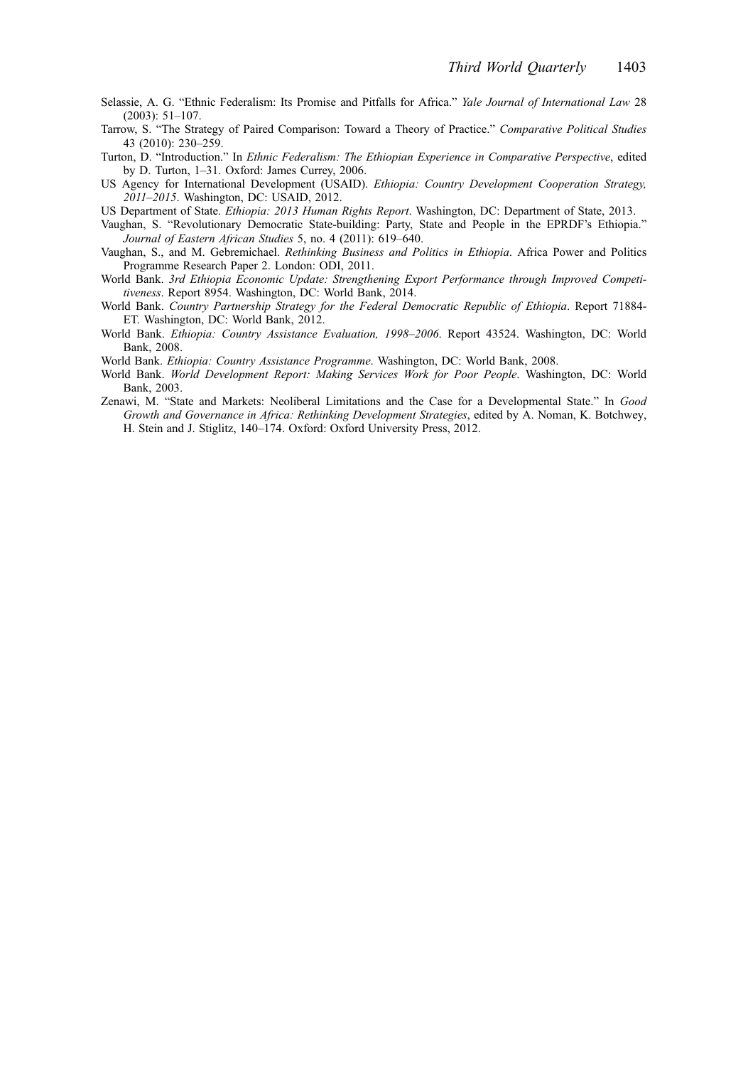Selassie, A. G. "Ethnic Federalism: Its Promise and Pitfalls for Africa." *Yale Journal of International Law* 28 (2003): 51–107.

Tarrow, S. "The Strategy of Paired Comparison: Toward a Theory of Practice." *Comparative Political Studies* 43 (2010): 230–259.

Turton, D. "Introduction." In *Ethnic Federalism: The Ethiopian Experience in Comparative Perspective*, edited by D. Turton, 1–31. Oxford: James Currey, 2006.

US Agency for International Development (USAID). *Ethiopia: Country Development Cooperation Strategy, 2011–2015*. Washington, DC: USAID, 2012.

US Department of State. *Ethiopia: 2013 Human Rights Report*. Washington, DC: Department of State, 2013.

Vaughan, S. "Revolutionary Democratic State-building: Party, State and People in the EPRDF's Ethiopia." *Journal of Eastern African Studies* 5, no. 4 (2011): 619–640.

Vaughan, S., and M. Gebremichael. *Rethinking Business and Politics in Ethiopia*. Africa Power and Politics Programme Research Paper 2. London: ODI, 2011.

World Bank. *3rd Ethiopia Economic Update: Strengthening Export Performance through Improved Competitiveness*. Report 8954. Washington, DC: World Bank, 2014.

World Bank. *Country Partnership Strategy for the Federal Democratic Republic of Ethiopia*. Report 71884-ET. Washington, DC: World Bank, 2012.

World Bank. *Ethiopia: Country Assistance Evaluation, 1998–2006*. Report 43524. Washington, DC: World Bank, 2008.

World Bank. *Ethiopia: Country Assistance Programme*. Washington, DC: World Bank, 2008.

World Bank. *World Development Report: Making Services Work for Poor People*. Washington, DC: World Bank, 2003.

Zenawi, M. "State and Markets: Neoliberal Limitations and the Case for a Developmental State." In *Good Growth and Governance in Africa: Rethinking Development Strategies*, edited by A. Noman, K. Botchwey, H. Stein and J. Stiglitz, 140–174. Oxford: Oxford University Press, 2012.